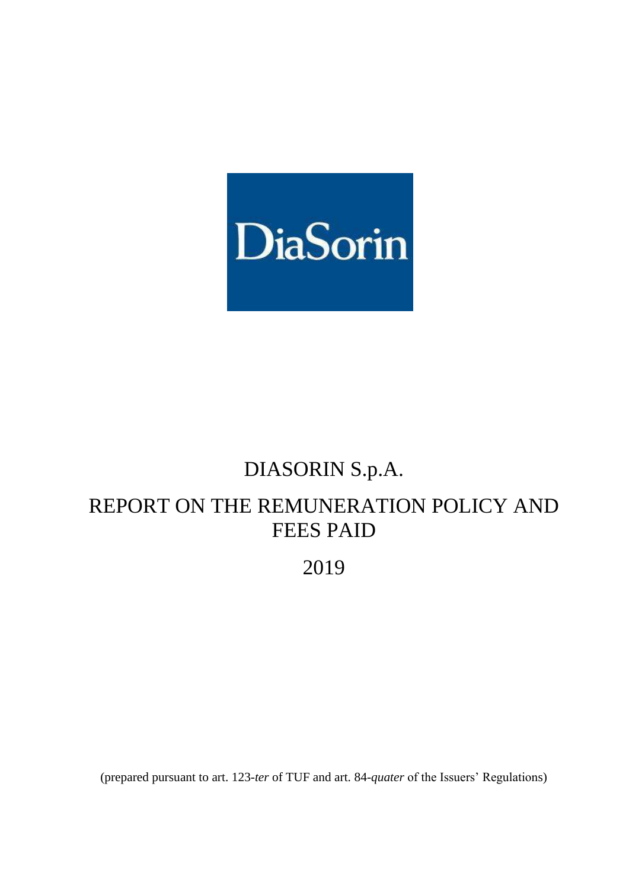DiaSorin

# DIASORIN S.p.A.

# REPORT ON THE REMUNERATION POLICY AND FEES PAID

# 2019

(prepared pursuant to art. 123-*ter* of TUF and art. 84-*quater* of the Issuers' Regulations)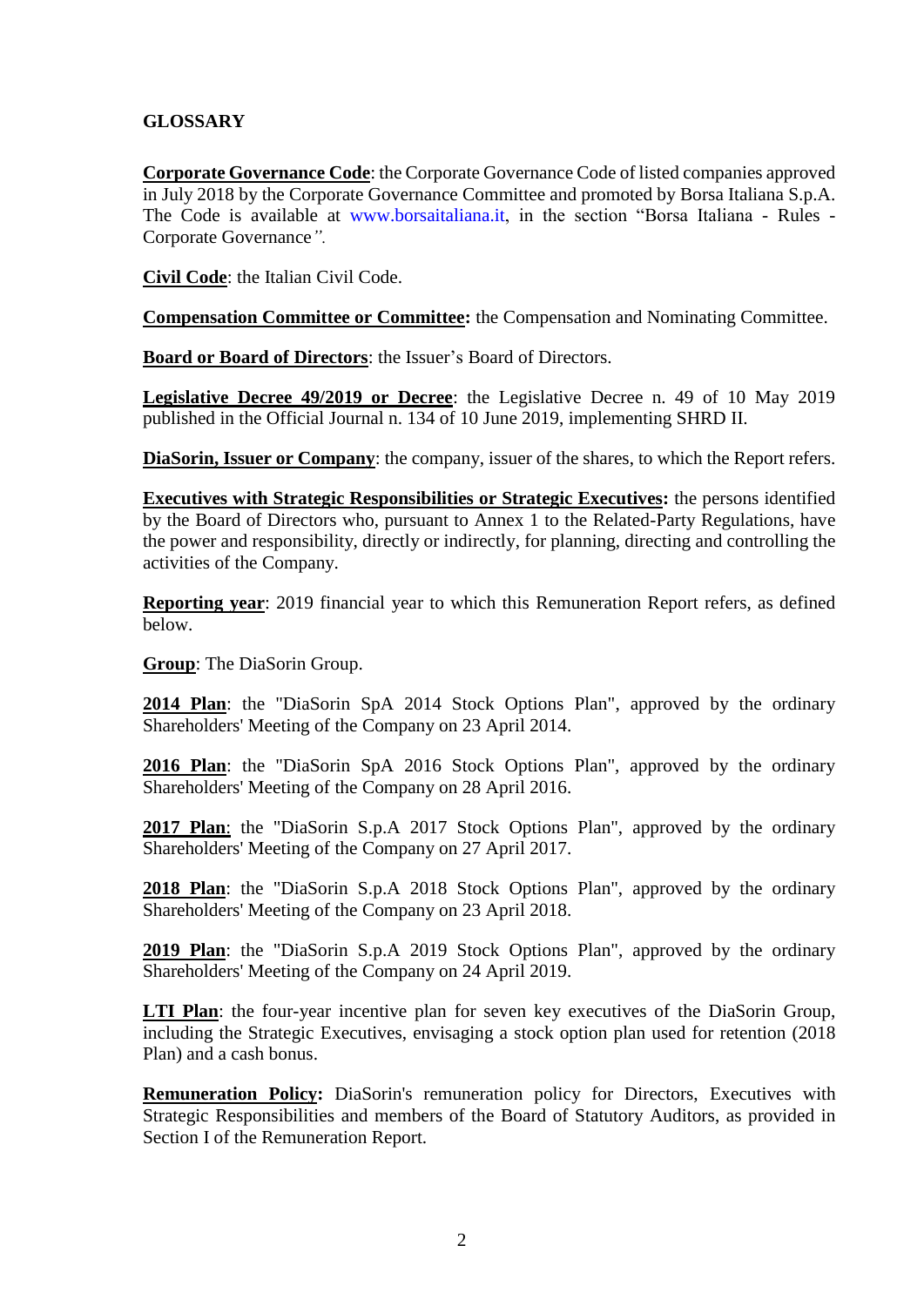## GLOSSARY

**Corporate Governance Code**: the Corporate Governance Code of listed companies approved in July 2018 by the Corporate Governance Committee and promoted by Borsa Italiana S.p.A. The Code is available at www.borsaitaliana.it, in the section "Borsa Italiana - Rules - Corporate Governance*".*

**Civil Code**: the Italian Civil Code.

**Compensation Committee or Committee:** the Compensation and Nominating Committee.

**Board or Board of Directors**: the Issuer's Board of Directors.

**Legislative Decree 49/2019 or Decree**: the Legislative Decree n. 49 of 10 May 2019 published in the Official Journal n. 134 of 10 June 2019, implementing SHRD II.

**DiaSorin, Issuer or Company**: the company, issuer of the shares, to which the Report refers.

**Executives with Strategic Responsibilities or Strategic Executives:** the persons identified by the Board of Directors who, pursuant to Annex 1 to the Related-Party Regulations, have the power and responsibility, directly or indirectly, for planning, directing and controlling the activities of the Company.

**Reporting year**: 2019 financial year to which this Remuneration Report refers, as defined below.

**Group**: The DiaSorin Group.

**2014 Plan**: the "DiaSorin SpA 2014 Stock Options Plan", approved by the ordinary Shareholders' Meeting of the Company on 23 April 2014.

**2016 Plan**: the "DiaSorin SpA 2016 Stock Options Plan", approved by the ordinary Shareholders' Meeting of the Company on 28 April 2016.

**2017 Plan**: the "DiaSorin S.p.A 2017 Stock Options Plan", approved by the ordinary Shareholders' Meeting of the Company on 27 April 2017.

**2018 Plan**: the "DiaSorin S.p.A 2018 Stock Options Plan", approved by the ordinary Shareholders' Meeting of the Company on 23 April 2018.

**2019 Plan**: the "DiaSorin S.p.A 2019 Stock Options Plan", approved by the ordinary Shareholders' Meeting of the Company on 24 April 2019.

**LTI Plan**: the four-year incentive plan for seven key executives of the DiaSorin Group, including the Strategic Executives, envisaging a stock option plan used for retention (2018 Plan) and a cash bonus.

**Remuneration Policy:** DiaSorin's remuneration policy for Directors, Executives with Strategic Responsibilities and members of the Board of Statutory Auditors, as provided in Section I of the Remuneration Report.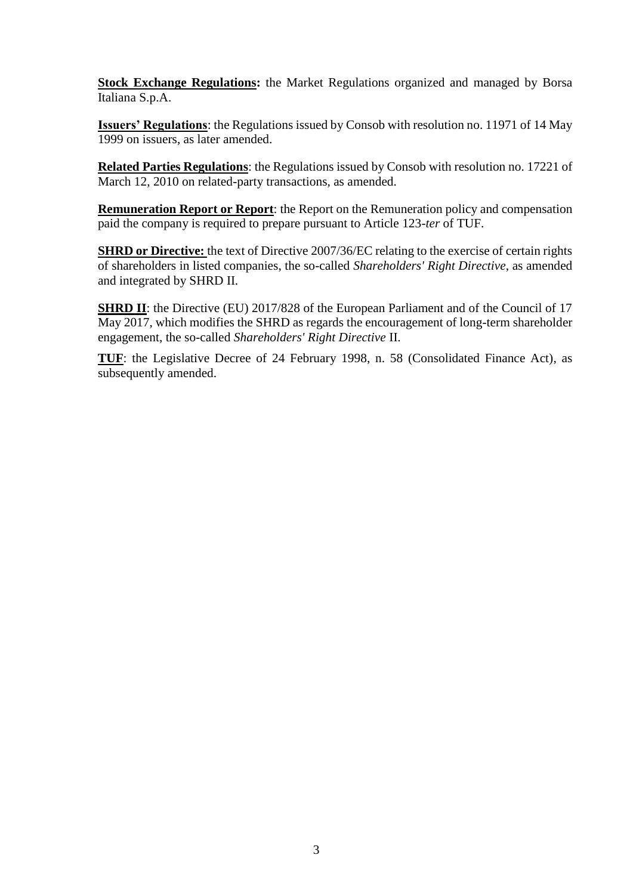**Stock Exchange Regulations:** the Market Regulations organized and managed by Borsa Italiana S.p.A.

**Issuers' Regulations**: the Regulations issued by Consob with resolution no. 11971 of 14 May 1999 on issuers, as later amended.

**Related Parties Regulations**: the Regulations issued by Consob with resolution no. 17221 of March 12, 2010 on related-party transactions, as amended.

**Remuneration Report or Report**: the Report on the Remuneration policy and compensation paid the company is required to prepare pursuant to Article 123-*ter* of TUF.

**SHRD or Directive:** the text of Directive 2007/36/EC relating to the exercise of certain rights of shareholders in listed companies, the so-called *Shareholders' Right Directive*, as amended and integrated by SHRD II.

**SHRD II**: the Directive (EU) 2017/828 of the European Parliament and of the Council of 17 May 2017, which modifies the SHRD as regards the encouragement of long-term shareholder engagement, the so-called *Shareholders' Right Directive* II.

**TUF**: the Legislative Decree of 24 February 1998, n. 58 (Consolidated Finance Act), as subsequently amended.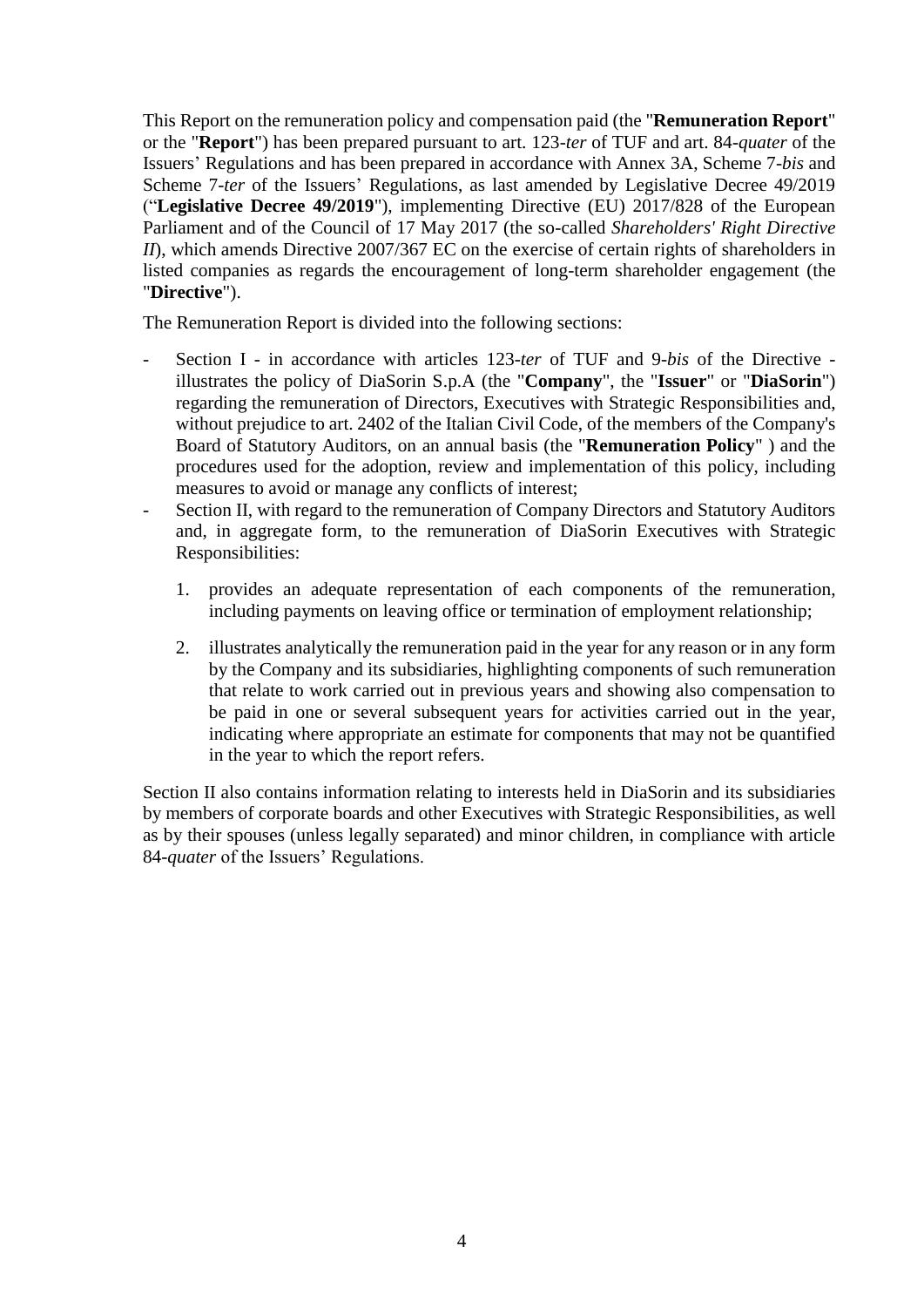This Report on the remuneration policy and compensation paid (the "**Remuneration Report**" or the "**Report**") has been prepared pursuant to art. 123-*ter* of TUF and art. 84-*quater* of the Issuers' Regulations and has been prepared in accordance with Annex 3A, Scheme 7-*bis* and Scheme 7-*ter* of the Issuers' Regulations, as last amended by Legislative Decree 49/2019 ("**Legislative Decree 49/2019**"), implementing Directive (EU) 2017/828 of the European Parliament and of the Council of 17 May 2017 (the so-called *Shareholders' Right Directive II*), which amends Directive 2007/367 EC on the exercise of certain rights of shareholders in listed companies as regards the encouragement of long-term shareholder engagement (the "**Directive**").

The Remuneration Report is divided into the following sections:

- Section I - in accordance with articles 123-*ter* of TUF and 9-*bis* of the Directive - illustrates the policy of DiaSorin S.p.A (the "**Company**", the "**Issuer**" or "**DiaSorin**") regarding the remuneration of Directors, Executives with Strategic Responsibilities and, without prejudice to art. 2402 of the Italian Civil Code, of the members of the Company's Board of Statutory Auditors, on an annual basis (the "**Remuneration Policy**" ) and the procedures used for the adoption, review and implementation of this policy, including measures to avoid or manage any conflicts of interest;
- Section II, with regard to the remuneration of Company Directors and Statutory Auditors and, in aggregate form, to the remuneration of DiaSorin Executives with Strategic Responsibilities:

    1. provides an adequate representation of each components of the remuneration, including payments on leaving office or termination of employment relationship;

    2. illustrates analytically the remuneration paid in the year for any reason or in any form by the Company and its subsidiaries, highlighting components of such remuneration that relate to work carried out in previous years and showing also compensation to be paid in one or several subsequent years for activities carried out in the year, indicating where appropriate an estimate for components that may not be quantified in the year to which the report refers.

Section II also contains information relating to interests held in DiaSorin and its subsidiaries by members of corporate boards and other Executives with Strategic Responsibilities, as well as by their spouses (unless legally separated) and minor children, in compliance with article 84-*quater* of the Issuers' Regulations.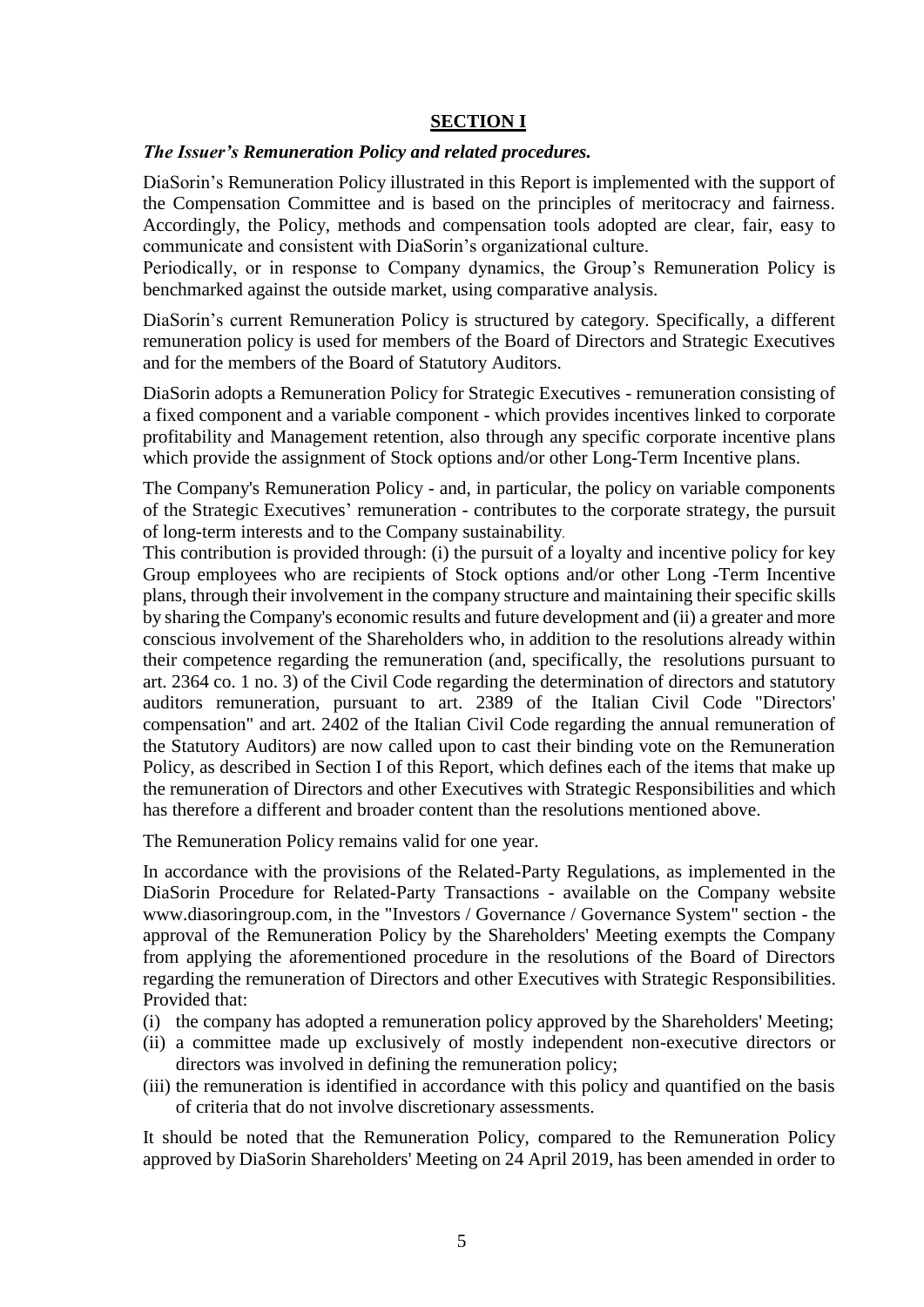## SECTION I

***The Issuer's Remuneration Policy and related procedures.***

DiaSorin's Remuneration Policy illustrated in this Report is implemented with the support of the Compensation Committee and is based on the principles of meritocracy and fairness. Accordingly, the Policy, methods and compensation tools adopted are clear, fair, easy to communicate and consistent with DiaSorin's organizational culture.

Periodically, or in response to Company dynamics, the Group's Remuneration Policy is benchmarked against the outside market, using comparative analysis.

DiaSorin's current Remuneration Policy is structured by category. Specifically, a different remuneration policy is used for members of the Board of Directors and Strategic Executives and for the members of the Board of Statutory Auditors.

DiaSorin adopts a Remuneration Policy for Strategic Executives - remuneration consisting of a fixed component and a variable component - which provides incentives linked to corporate profitability and Management retention, also through any specific corporate incentive plans which provide the assignment of Stock options and/or other Long-Term Incentive plans.

The Company's Remuneration Policy - and, in particular, the policy on variable components of the Strategic Executives' remuneration - contributes to the corporate strategy, the pursuit of long-term interests and to the Company sustainability.

This contribution is provided through: (i) the pursuit of a loyalty and incentive policy for key Group employees who are recipients of Stock options and/or other Long -Term Incentive plans, through their involvement in the company structure and maintaining their specific skills by sharing the Company's economic results and future development and (ii) a greater and more conscious involvement of the Shareholders who, in addition to the resolutions already within their competence regarding the remuneration (and, specifically, the resolutions pursuant to art. 2364 co. 1 no. 3) of the Civil Code regarding the determination of directors and statutory auditors remuneration, pursuant to art. 2389 of the Italian Civil Code "Directors' compensation" and art. 2402 of the Italian Civil Code regarding the annual remuneration of the Statutory Auditors) are now called upon to cast their binding vote on the Remuneration Policy, as described in Section I of this Report, which defines each of the items that make up the remuneration of Directors and other Executives with Strategic Responsibilities and which has therefore a different and broader content than the resolutions mentioned above.

The Remuneration Policy remains valid for one year.

In accordance with the provisions of the Related-Party Regulations, as implemented in the DiaSorin Procedure for Related-Party Transactions - available on the Company website www.diasoringroup.com, in the "Investors / Governance / Governance System" section - the approval of the Remuneration Policy by the Shareholders' Meeting exempts the Company from applying the aforementioned procedure in the resolutions of the Board of Directors regarding the remuneration of Directors and other Executives with Strategic Responsibilities. Provided that:

(i) the company has adopted a remuneration policy approved by the Shareholders' Meeting;
(ii) a committee made up exclusively of mostly independent non-executive directors or directors was involved in defining the remuneration policy;
(iii) the remuneration is identified in accordance with this policy and quantified on the basis of criteria that do not involve discretionary assessments.

It should be noted that the Remuneration Policy, compared to the Remuneration Policy approved by DiaSorin Shareholders' Meeting on 24 April 2019, has been amended in order to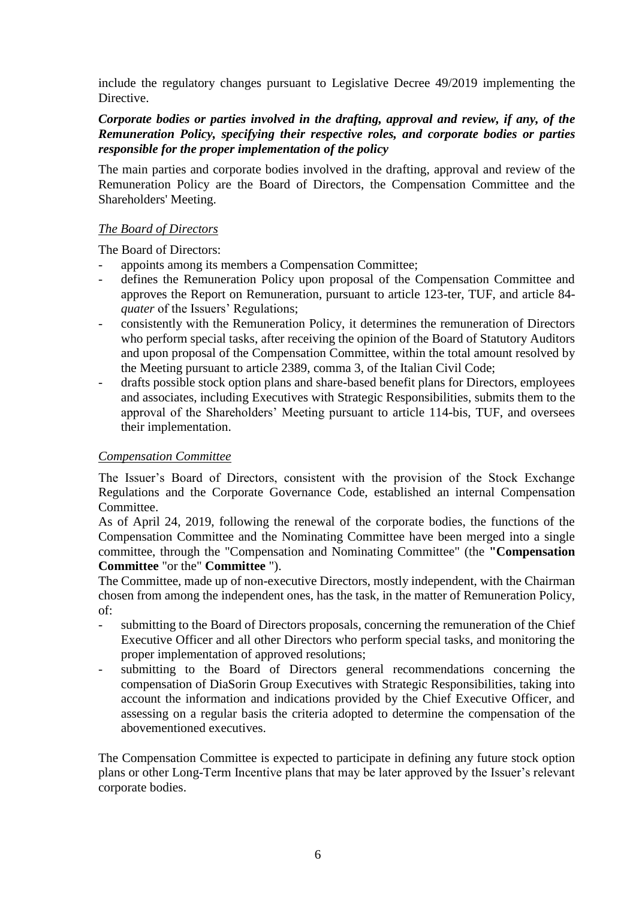include the regulatory changes pursuant to Legislative Decree 49/2019 implementing the Directive.

***Corporate bodies or parties involved in the drafting, approval and review, if any, of the Remuneration Policy, specifying their respective roles, and corporate bodies or parties responsible for the proper implementation of the policy***

The main parties and corporate bodies involved in the drafting, approval and review of the Remuneration Policy are the Board of Directors, the Compensation Committee and the Shareholders' Meeting.

*The Board of Directors*

The Board of Directors:

- appoints among its members a Compensation Committee;
- defines the Remuneration Policy upon proposal of the Compensation Committee and approves the Report on Remuneration, pursuant to article 123-ter, TUF, and article 84-*quater* of the Issuers' Regulations;
- consistently with the Remuneration Policy, it determines the remuneration of Directors who perform special tasks, after receiving the opinion of the Board of Statutory Auditors and upon proposal of the Compensation Committee, within the total amount resolved by the Meeting pursuant to article 2389, comma 3, of the Italian Civil Code;
- drafts possible stock option plans and share-based benefit plans for Directors, employees and associates, including Executives with Strategic Responsibilities, submits them to the approval of the Shareholders' Meeting pursuant to article 114-bis, TUF, and oversees their implementation.

*Compensation Committee*

The Issuer's Board of Directors, consistent with the provision of the Stock Exchange Regulations and the Corporate Governance Code, established an internal Compensation Committee.

As of April 24, 2019, following the renewal of the corporate bodies, the functions of the Compensation Committee and the Nominating Committee have been merged into a single committee, through the "Compensation and Nominating Committee" (the **"Compensation Committee** "or the" **Committee** ").

The Committee, made up of non-executive Directors, mostly independent, with the Chairman chosen from among the independent ones, has the task, in the matter of Remuneration Policy, of:

- submitting to the Board of Directors proposals, concerning the remuneration of the Chief Executive Officer and all other Directors who perform special tasks, and monitoring the proper implementation of approved resolutions;
- submitting to the Board of Directors general recommendations concerning the compensation of DiaSorin Group Executives with Strategic Responsibilities, taking into account the information and indications provided by the Chief Executive Officer, and assessing on a regular basis the criteria adopted to determine the compensation of the abovementioned executives.

The Compensation Committee is expected to participate in defining any future stock option plans or other Long-Term Incentive plans that may be later approved by the Issuer's relevant corporate bodies.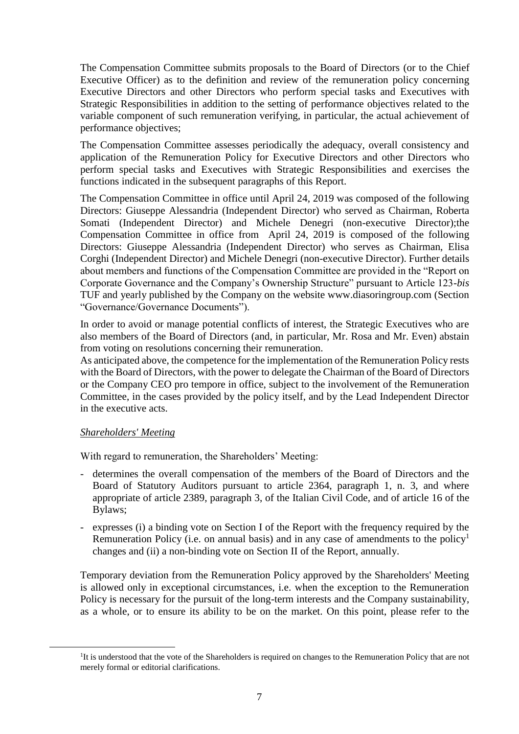The Compensation Committee submits proposals to the Board of Directors (or to the Chief Executive Officer) as to the definition and review of the remuneration policy concerning Executive Directors and other Directors who perform special tasks and Executives with Strategic Responsibilities in addition to the setting of performance objectives related to the variable component of such remuneration verifying, in particular, the actual achievement of performance objectives;

The Compensation Committee assesses periodically the adequacy, overall consistency and application of the Remuneration Policy for Executive Directors and other Directors who perform special tasks and Executives with Strategic Responsibilities and exercises the functions indicated in the subsequent paragraphs of this Report.

The Compensation Committee in office until April 24, 2019 was composed of the following Directors: Giuseppe Alessandria (Independent Director) who served as Chairman, Roberta Somati (Independent Director) and Michele Denegri (non-executive Director);the Compensation Committee in office from April 24, 2019 is composed of the following Directors: Giuseppe Alessandria (Independent Director) who serves as Chairman, Elisa Corghi (Independent Director) and Michele Denegri (non-executive Director). Further details about members and functions of the Compensation Committee are provided in the "Report on Corporate Governance and the Company's Ownership Structure" pursuant to Article 123-*bis* TUF and yearly published by the Company on the website www.diasoringroup.com (Section "Governance/Governance Documents").

In order to avoid or manage potential conflicts of interest, the Strategic Executives who are also members of the Board of Directors (and, in particular, Mr. Rosa and Mr. Even) abstain from voting on resolutions concerning their remuneration.

As anticipated above, the competence for the implementation of the Remuneration Policy rests with the Board of Directors, with the power to delegate the Chairman of the Board of Directors or the Company CEO pro tempore in office, subject to the involvement of the Remuneration Committee, in the cases provided by the policy itself, and by the Lead Independent Director in the executive acts.

*Shareholders' Meeting*

With regard to remuneration, the Shareholders' Meeting:

- determines the overall compensation of the members of the Board of Directors and the Board of Statutory Auditors pursuant to article 2364, paragraph 1, n. 3, and where appropriate of article 2389, paragraph 3, of the Italian Civil Code, and of article 16 of the Bylaws;
- expresses (i) a binding vote on Section I of the Report with the frequency required by the Remuneration Policy (i.e. on annual basis) and in any case of amendments to the policy[1] changes and (ii) a non-binding vote on Section II of the Report, annually.

Temporary deviation from the Remuneration Policy approved by the Shareholders' Meeting is allowed only in exceptional circumstances, i.e. when the exception to the Remuneration Policy is necessary for the pursuit of the long-term interests and the Company sustainability, as a whole, or to ensure its ability to be on the market. On this point, please refer to the

[1] It is understood that the vote of the Shareholders is required on changes to the Remuneration Policy that are not merely formal or editorial clarifications.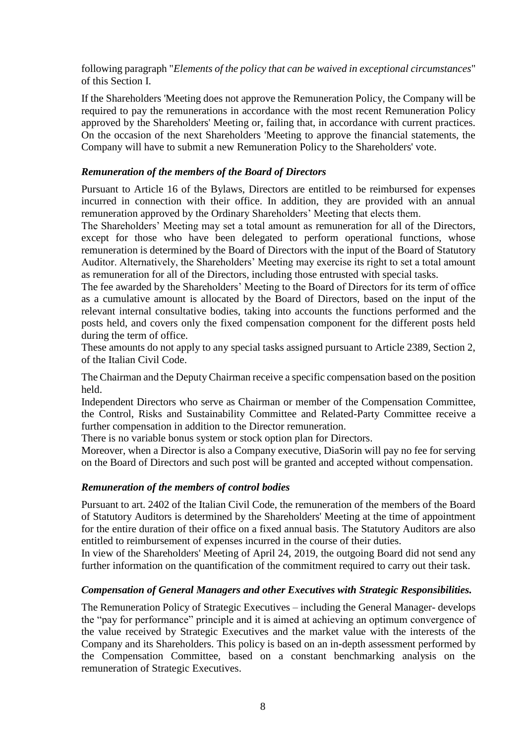following paragraph "*Elements of the policy that can be waived in exceptional circumstances*" of this Section I.

If the Shareholders 'Meeting does not approve the Remuneration Policy, the Company will be required to pay the remunerations in accordance with the most recent Remuneration Policy approved by the Shareholders' Meeting or, failing that, in accordance with current practices. On the occasion of the next Shareholders 'Meeting to approve the financial statements, the Company will have to submit a new Remuneration Policy to the Shareholders' vote.

### *Remuneration of the members of the Board of Directors*

Pursuant to Article 16 of the Bylaws, Directors are entitled to be reimbursed for expenses incurred in connection with their office. In addition, they are provided with an annual remuneration approved by the Ordinary Shareholders' Meeting that elects them.

The Shareholders' Meeting may set a total amount as remuneration for all of the Directors, except for those who have been delegated to perform operational functions, whose remuneration is determined by the Board of Directors with the input of the Board of Statutory Auditor. Alternatively, the Shareholders' Meeting may exercise its right to set a total amount as remuneration for all of the Directors, including those entrusted with special tasks.

The fee awarded by the Shareholders' Meeting to the Board of Directors for its term of office as a cumulative amount is allocated by the Board of Directors, based on the input of the relevant internal consultative bodies, taking into accounts the functions performed and the posts held, and covers only the fixed compensation component for the different posts held during the term of office.

These amounts do not apply to any special tasks assigned pursuant to Article 2389, Section 2, of the Italian Civil Code.

The Chairman and the Deputy Chairman receive a specific compensation based on the position held.

Independent Directors who serve as Chairman or member of the Compensation Committee, the Control, Risks and Sustainability Committee and Related-Party Committee receive a further compensation in addition to the Director remuneration.

There is no variable bonus system or stock option plan for Directors.

Moreover, when a Director is also a Company executive, DiaSorin will pay no fee for serving on the Board of Directors and such post will be granted and accepted without compensation.

### *Remuneration of the members of control bodies*

Pursuant to art. 2402 of the Italian Civil Code, the remuneration of the members of the Board of Statutory Auditors is determined by the Shareholders' Meeting at the time of appointment for the entire duration of their office on a fixed annual basis. The Statutory Auditors are also entitled to reimbursement of expenses incurred in the course of their duties.

In view of the Shareholders' Meeting of April 24, 2019, the outgoing Board did not send any further information on the quantification of the commitment required to carry out their task.

### *Compensation of General Managers and other Executives with Strategic Responsibilities.*

The Remuneration Policy of Strategic Executives – including the General Manager- develops the "pay for performance" principle and it is aimed at achieving an optimum convergence of the value received by Strategic Executives and the market value with the interests of the Company and its Shareholders. This policy is based on an in-depth assessment performed by the Compensation Committee, based on a constant benchmarking analysis on the remuneration of Strategic Executives.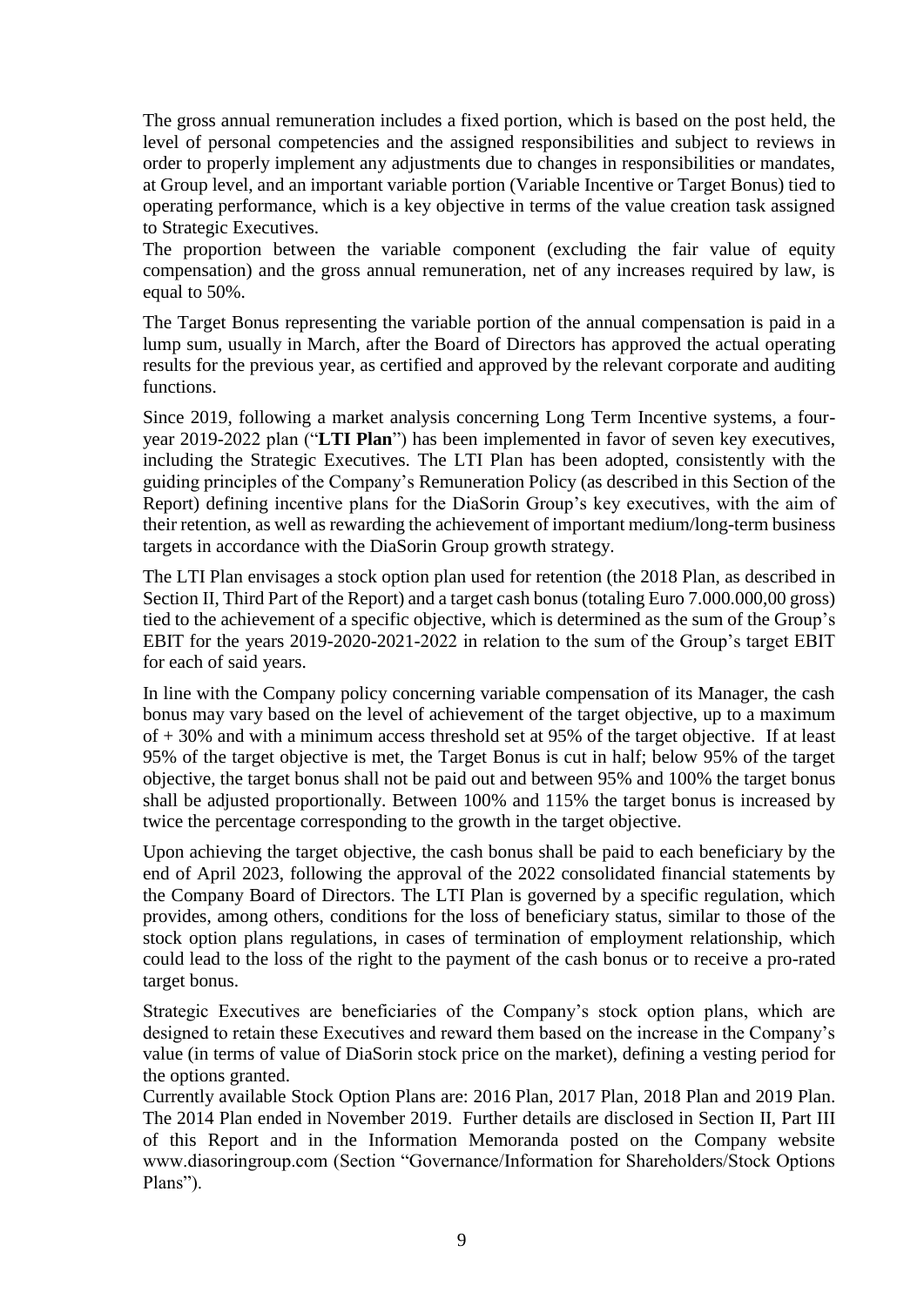The gross annual remuneration includes a fixed portion, which is based on the post held, the level of personal competencies and the assigned responsibilities and subject to reviews in order to properly implement any adjustments due to changes in responsibilities or mandates, at Group level, and an important variable portion (Variable Incentive or Target Bonus) tied to operating performance, which is a key objective in terms of the value creation task assigned to Strategic Executives.

The proportion between the variable component (excluding the fair value of equity compensation) and the gross annual remuneration, net of any increases required by law, is equal to 50%.

The Target Bonus representing the variable portion of the annual compensation is paid in a lump sum, usually in March, after the Board of Directors has approved the actual operating results for the previous year, as certified and approved by the relevant corporate and auditing functions.

Since 2019, following a market analysis concerning Long Term Incentive systems, a four-year 2019-2022 plan ("**LTI Plan**") has been implemented in favor of seven key executives, including the Strategic Executives. The LTI Plan has been adopted, consistently with the guiding principles of the Company's Remuneration Policy (as described in this Section of the Report) defining incentive plans for the DiaSorin Group's key executives, with the aim of their retention, as well as rewarding the achievement of important medium/long-term business targets in accordance with the DiaSorin Group growth strategy.

The LTI Plan envisages a stock option plan used for retention (the 2018 Plan, as described in Section II, Third Part of the Report) and a target cash bonus (totaling Euro 7.000.000,00 gross) tied to the achievement of a specific objective, which is determined as the sum of the Group's EBIT for the years 2019-2020-2021-2022 in relation to the sum of the Group's target EBIT for each of said years.

In line with the Company policy concerning variable compensation of its Manager, the cash bonus may vary based on the level of achievement of the target objective, up to a maximum of + 30% and with a minimum access threshold set at 95% of the target objective. If at least 95% of the target objective is met, the Target Bonus is cut in half; below 95% of the target objective, the target bonus shall not be paid out and between 95% and 100% the target bonus shall be adjusted proportionally. Between 100% and 115% the target bonus is increased by twice the percentage corresponding to the growth in the target objective.

Upon achieving the target objective, the cash bonus shall be paid to each beneficiary by the end of April 2023, following the approval of the 2022 consolidated financial statements by the Company Board of Directors. The LTI Plan is governed by a specific regulation, which provides, among others, conditions for the loss of beneficiary status, similar to those of the stock option plans regulations, in cases of termination of employment relationship, which could lead to the loss of the right to the payment of the cash bonus or to receive a pro-rated target bonus.

Strategic Executives are beneficiaries of the Company's stock option plans, which are designed to retain these Executives and reward them based on the increase in the Company's value (in terms of value of DiaSorin stock price on the market), defining a vesting period for the options granted.

Currently available Stock Option Plans are: 2016 Plan, 2017 Plan, 2018 Plan and 2019 Plan. The 2014 Plan ended in November 2019. Further details are disclosed in Section II, Part III of this Report and in the Information Memoranda posted on the Company website www.diasoringroup.com (Section "Governance/Information for Shareholders/Stock Options Plans").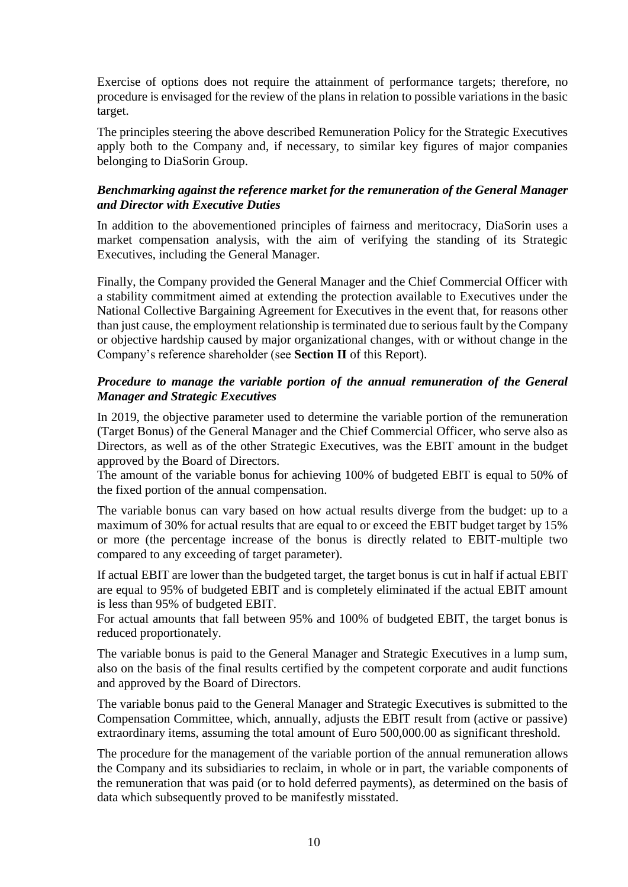Exercise of options does not require the attainment of performance targets; therefore, no procedure is envisaged for the review of the plans in relation to possible variations in the basic target.

The principles steering the above described Remuneration Policy for the Strategic Executives apply both to the Company and, if necessary, to similar key figures of major companies belonging to DiaSorin Group.

***Benchmarking against the reference market for the remuneration of the General Manager and Director with Executive Duties***

In addition to the abovementioned principles of fairness and meritocracy, DiaSorin uses a market compensation analysis, with the aim of verifying the standing of its Strategic Executives, including the General Manager.

Finally, the Company provided the General Manager and the Chief Commercial Officer with a stability commitment aimed at extending the protection available to Executives under the National Collective Bargaining Agreement for Executives in the event that, for reasons other than just cause, the employment relationship is terminated due to serious fault by the Company or objective hardship caused by major organizational changes, with or without change in the Company's reference shareholder (see **Section II** of this Report).

***Procedure to manage the variable portion of the annual remuneration of the General Manager and Strategic Executives***

In 2019, the objective parameter used to determine the variable portion of the remuneration (Target Bonus) of the General Manager and the Chief Commercial Officer, who serve also as Directors, as well as of the other Strategic Executives, was the EBIT amount in the budget approved by the Board of Directors.

The amount of the variable bonus for achieving 100% of budgeted EBIT is equal to 50% of the fixed portion of the annual compensation.

The variable bonus can vary based on how actual results diverge from the budget: up to a maximum of 30% for actual results that are equal to or exceed the EBIT budget target by 15% or more (the percentage increase of the bonus is directly related to EBIT-multiple two compared to any exceeding of target parameter).

If actual EBIT are lower than the budgeted target, the target bonus is cut in half if actual EBIT are equal to 95% of budgeted EBIT and is completely eliminated if the actual EBIT amount is less than 95% of budgeted EBIT.

For actual amounts that fall between 95% and 100% of budgeted EBIT, the target bonus is reduced proportionately.

The variable bonus is paid to the General Manager and Strategic Executives in a lump sum, also on the basis of the final results certified by the competent corporate and audit functions and approved by the Board of Directors.

The variable bonus paid to the General Manager and Strategic Executives is submitted to the Compensation Committee, which, annually, adjusts the EBIT result from (active or passive) extraordinary items, assuming the total amount of Euro 500,000.00 as significant threshold.

The procedure for the management of the variable portion of the annual remuneration allows the Company and its subsidiaries to reclaim, in whole or in part, the variable components of the remuneration that was paid (or to hold deferred payments), as determined on the basis of data which subsequently proved to be manifestly misstated.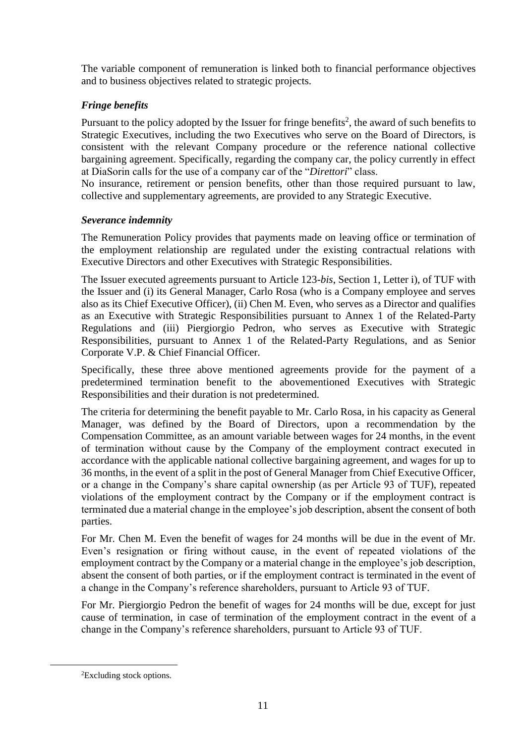The variable component of remuneration is linked both to financial performance objectives and to business objectives related to strategic projects.

### *Fringe benefits*

Pursuant to the policy adopted by the Issuer for fringe benefits[2], the award of such benefits to Strategic Executives, including the two Executives who serve on the Board of Directors, is consistent with the relevant Company procedure or the reference national collective bargaining agreement. Specifically, regarding the company car, the policy currently in effect at DiaSorin calls for the use of a company car of the "*Direttori*" class.

No insurance, retirement or pension benefits, other than those required pursuant to law, collective and supplementary agreements, are provided to any Strategic Executive.

### *Severance indemnity*

The Remuneration Policy provides that payments made on leaving office or termination of the employment relationship are regulated under the existing contractual relations with Executive Directors and other Executives with Strategic Responsibilities.

The Issuer executed agreements pursuant to Article 123-*bis*, Section 1, Letter i), of TUF with the Issuer and (i) its General Manager, Carlo Rosa (who is a Company employee and serves also as its Chief Executive Officer), (ii) Chen M. Even, who serves as a Director and qualifies as an Executive with Strategic Responsibilities pursuant to Annex 1 of the Related-Party Regulations and (iii) Piergiorgio Pedron, who serves as Executive with Strategic Responsibilities, pursuant to Annex 1 of the Related-Party Regulations, and as Senior Corporate V.P. & Chief Financial Officer.

Specifically, these three above mentioned agreements provide for the payment of a predetermined termination benefit to the abovementioned Executives with Strategic Responsibilities and their duration is not predetermined.

The criteria for determining the benefit payable to Mr. Carlo Rosa, in his capacity as General Manager, was defined by the Board of Directors, upon a recommendation by the Compensation Committee, as an amount variable between wages for 24 months, in the event of termination without cause by the Company of the employment contract executed in accordance with the applicable national collective bargaining agreement, and wages for up to 36 months, in the event of a split in the post of General Manager from Chief Executive Officer, or a change in the Company's share capital ownership (as per Article 93 of TUF), repeated violations of the employment contract by the Company or if the employment contract is terminated due a material change in the employee's job description, absent the consent of both parties.

For Mr. Chen M. Even the benefit of wages for 24 months will be due in the event of Mr. Even's resignation or firing without cause, in the event of repeated violations of the employment contract by the Company or a material change in the employee's job description, absent the consent of both parties, or if the employment contract is terminated in the event of a change in the Company's reference shareholders, pursuant to Article 93 of TUF.

For Mr. Piergiorgio Pedron the benefit of wages for 24 months will be due, except for just cause of termination, in case of termination of the employment contract in the event of a change in the Company's reference shareholders, pursuant to Article 93 of TUF.

[2] Excluding stock options.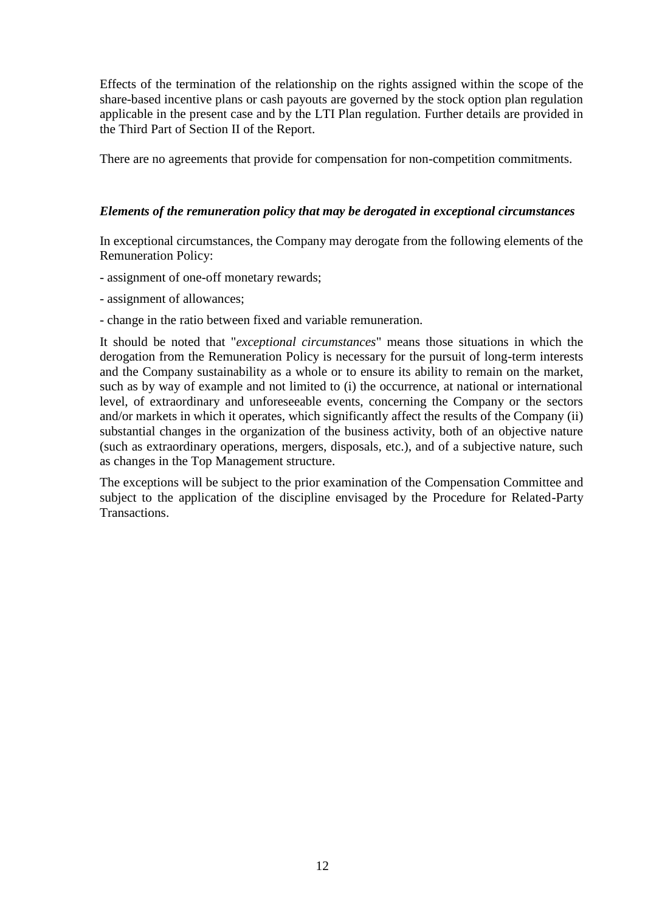Effects of the termination of the relationship on the rights assigned within the scope of the share-based incentive plans or cash payouts are governed by the stock option plan regulation applicable in the present case and by the LTI Plan regulation. Further details are provided in the Third Part of Section II of the Report.

There are no agreements that provide for compensation for non-competition commitments.

***Elements of the remuneration policy that may be derogated in exceptional circumstances***

In exceptional circumstances, the Company may derogate from the following elements of the Remuneration Policy:

- assignment of one-off monetary rewards;

- assignment of allowances;

- change in the ratio between fixed and variable remuneration.

It should be noted that "*exceptional circumstances*" means those situations in which the derogation from the Remuneration Policy is necessary for the pursuit of long-term interests and the Company sustainability as a whole or to ensure its ability to remain on the market, such as by way of example and not limited to (i) the occurrence, at national or international level, of extraordinary and unforeseeable events, concerning the Company or the sectors and/or markets in which it operates, which significantly affect the results of the Company (ii) substantial changes in the organization of the business activity, both of an objective nature (such as extraordinary operations, mergers, disposals, etc.), and of a subjective nature, such as changes in the Top Management structure.

The exceptions will be subject to the prior examination of the Compensation Committee and subject to the application of the discipline envisaged by the Procedure for Related-Party Transactions.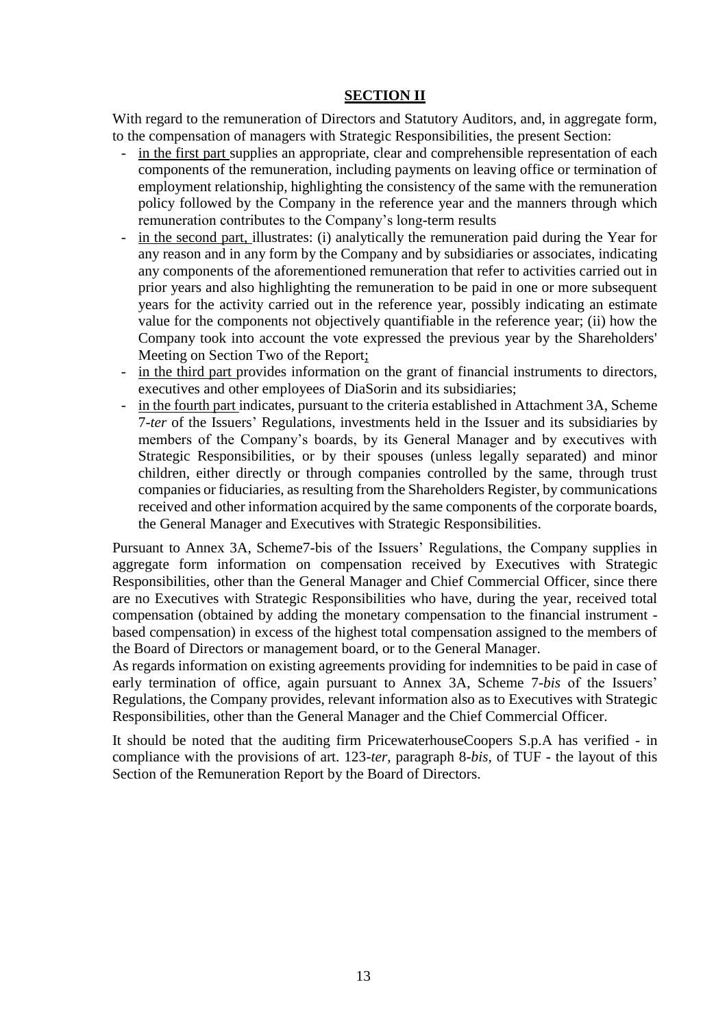## SECTION II

With regard to the remuneration of Directors and Statutory Auditors, and, in aggregate form, to the compensation of managers with Strategic Responsibilities, the present Section:

- in the first part supplies an appropriate, clear and comprehensible representation of each components of the remuneration, including payments on leaving office or termination of employment relationship, highlighting the consistency of the same with the remuneration policy followed by the Company in the reference year and the manners through which remuneration contributes to the Company's long-term results
- in the second part, illustrates: (i) analytically the remuneration paid during the Year for any reason and in any form by the Company and by subsidiaries or associates, indicating any components of the aforementioned remuneration that refer to activities carried out in prior years and also highlighting the remuneration to be paid in one or more subsequent years for the activity carried out in the reference year, possibly indicating an estimate value for the components not objectively quantifiable in the reference year; (ii) how the Company took into account the vote expressed the previous year by the Shareholders' Meeting on Section Two of the Report;
- in the third part provides information on the grant of financial instruments to directors, executives and other employees of DiaSorin and its subsidiaries;
- in the fourth part indicates, pursuant to the criteria established in Attachment 3A, Scheme 7-*ter* of the Issuers' Regulations, investments held in the Issuer and its subsidiaries by members of the Company's boards, by its General Manager and by executives with Strategic Responsibilities, or by their spouses (unless legally separated) and minor children, either directly or through companies controlled by the same, through trust companies or fiduciaries, as resulting from the Shareholders Register, by communications received and other information acquired by the same components of the corporate boards, the General Manager and Executives with Strategic Responsibilities.

Pursuant to Annex 3A, Scheme7-bis of the Issuers' Regulations, the Company supplies in aggregate form information on compensation received by Executives with Strategic Responsibilities, other than the General Manager and Chief Commercial Officer, since there are no Executives with Strategic Responsibilities who have, during the year, received total compensation (obtained by adding the monetary compensation to the financial instrument - based compensation) in excess of the highest total compensation assigned to the members of the Board of Directors or management board, or to the General Manager.

As regards information on existing agreements providing for indemnities to be paid in case of early termination of office, again pursuant to Annex 3A, Scheme 7-*bis* of the Issuers' Regulations, the Company provides, relevant information also as to Executives with Strategic Responsibilities, other than the General Manager and the Chief Commercial Officer.

It should be noted that the auditing firm PricewaterhouseCoopers S.p.A has verified - in compliance with the provisions of art. 123-*ter*, paragraph 8-*bis*, of TUF - the layout of this Section of the Remuneration Report by the Board of Directors.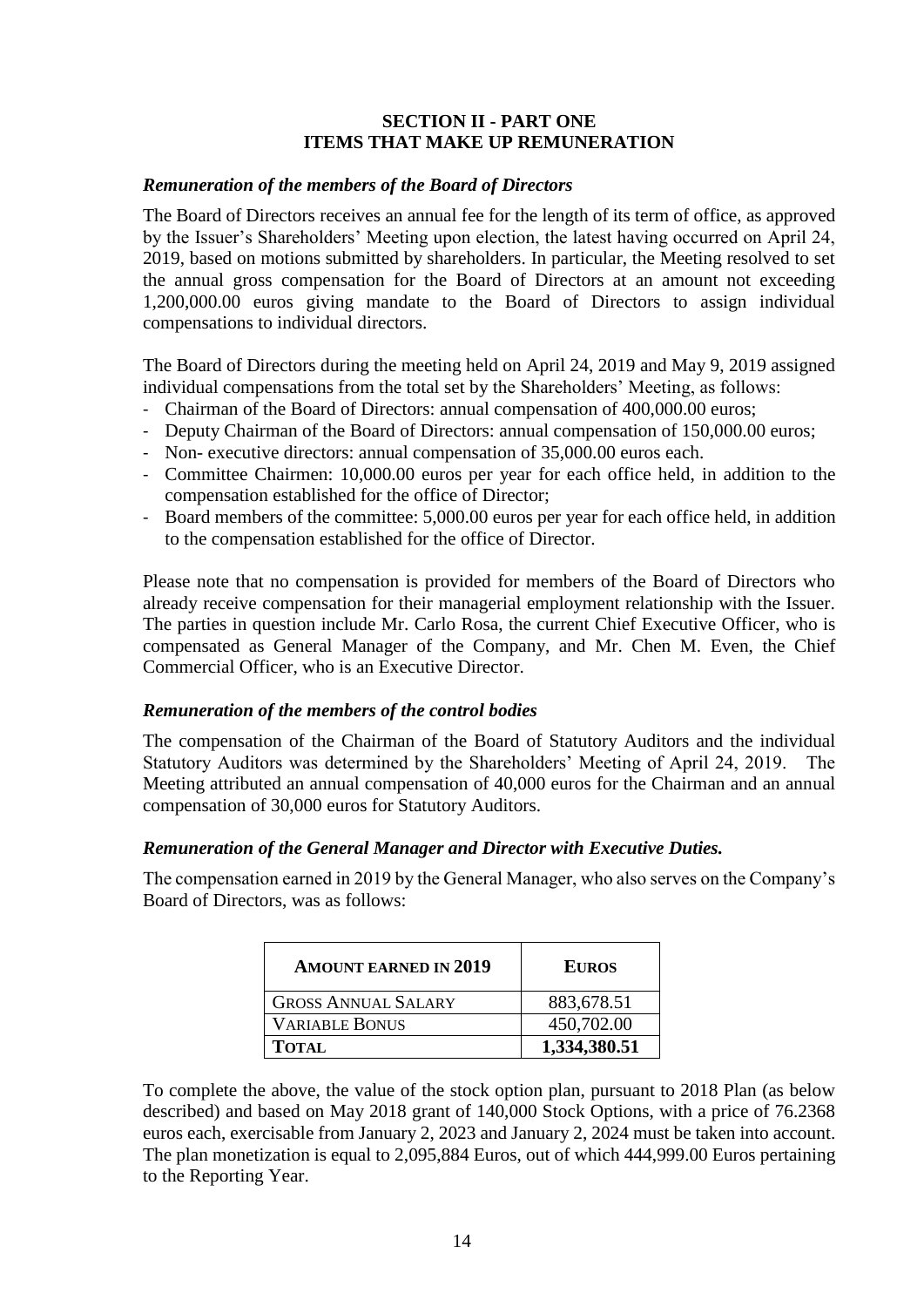## SECTION II - PART ONE
## ITEMS THAT MAKE UP REMUNERATION

### *Remuneration of the members of the Board of Directors*

The Board of Directors receives an annual fee for the length of its term of office, as approved by the Issuer's Shareholders' Meeting upon election, the latest having occurred on April 24, 2019, based on motions submitted by shareholders. In particular, the Meeting resolved to set the annual gross compensation for the Board of Directors at an amount not exceeding 1,200,000.00 euros giving mandate to the Board of Directors to assign individual compensations to individual directors.

The Board of Directors during the meeting held on April 24, 2019 and May 9, 2019 assigned individual compensations from the total set by the Shareholders' Meeting, as follows:

- Chairman of the Board of Directors: annual compensation of 400,000.00 euros;
- Deputy Chairman of the Board of Directors: annual compensation of 150,000.00 euros;
- Non- executive directors: annual compensation of 35,000.00 euros each.
- Committee Chairmen: 10,000.00 euros per year for each office held, in addition to the compensation established for the office of Director;
- Board members of the committee: 5,000.00 euros per year for each office held, in addition to the compensation established for the office of Director.

Please note that no compensation is provided for members of the Board of Directors who already receive compensation for their managerial employment relationship with the Issuer. The parties in question include Mr. Carlo Rosa, the current Chief Executive Officer, who is compensated as General Manager of the Company, and Mr. Chen M. Even, the Chief Commercial Officer, who is an Executive Director.

### *Remuneration of the members of the control bodies*

The compensation of the Chairman of the Board of Statutory Auditors and the individual Statutory Auditors was determined by the Shareholders' Meeting of April 24, 2019. The Meeting attributed an annual compensation of 40,000 euros for the Chairman and an annual compensation of 30,000 euros for Statutory Auditors.

### *Remuneration of the General Manager and Director with Executive Duties.*

The compensation earned in 2019 by the General Manager, who also serves on the Company's Board of Directors, was as follows:

| AMOUNT EARNED IN 2019 | EUROS |
|---|---|
| GROSS ANNUAL SALARY | 883,678.51 |
| VARIABLE BONUS | 450,702.00 |
| **TOTAL** | **1,334,380.51** |

To complete the above, the value of the stock option plan, pursuant to 2018 Plan (as below described) and based on May 2018 grant of 140,000 Stock Options, with a price of 76.2368 euros each, exercisable from January 2, 2023 and January 2, 2024 must be taken into account. The plan monetization is equal to 2,095,884 Euros, out of which 444,999.00 Euros pertaining to the Reporting Year.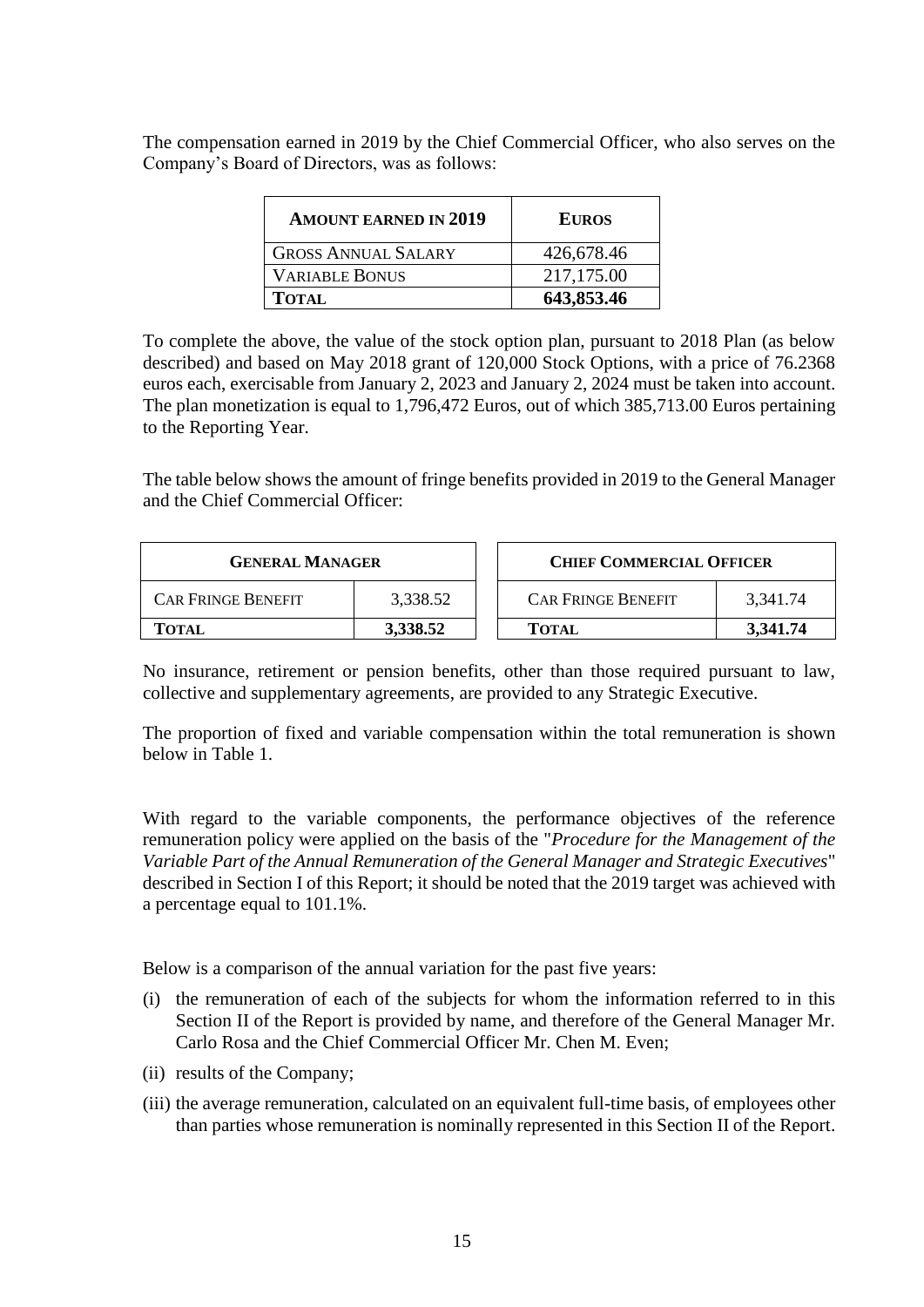The compensation earned in 2019 by the Chief Commercial Officer, who also serves on the Company's Board of Directors, was as follows:

| **Amount earned in 2019** | **Euros** |
|---|---|
| Gross Annual Salary | 426,678.46 |
| Variable Bonus | 217,175.00 |
| **Total** | **643,853.46** |

To complete the above, the value of the stock option plan, pursuant to 2018 Plan (as below described) and based on May 2018 grant of 120,000 Stock Options, with a price of 76.2368 euros each, exercisable from January 2, 2023 and January 2, 2024 must be taken into account. The plan monetization is equal to 1,796,472 Euros, out of which 385,713.00 Euros pertaining to the Reporting Year.

The table below shows the amount of fringe benefits provided in 2019 to the General Manager and the Chief Commercial Officer:

| **General Manager** | |
|---|---|
| Car Fringe Benefit | 3,338.52 |
| **Total** | **3,338.52** |

| **Chief Commercial Officer** | |
|---|---|
| Car Fringe Benefit | 3,341.74 |
| **Total** | **3,341.74** |

No insurance, retirement or pension benefits, other than those required pursuant to law, collective and supplementary agreements, are provided to any Strategic Executive.

The proportion of fixed and variable compensation within the total remuneration is shown below in Table 1.

With regard to the variable components, the performance objectives of the reference remuneration policy were applied on the basis of the "*Procedure for the Management of the Variable Part of the Annual Remuneration of the General Manager and Strategic Executives*" described in Section I of this Report; it should be noted that the 2019 target was achieved with a percentage equal to 101.1%.

Below is a comparison of the annual variation for the past five years:

(i) the remuneration of each of the subjects for whom the information referred to in this Section II of the Report is provided by name, and therefore of the General Manager Mr. Carlo Rosa and the Chief Commercial Officer Mr. Chen M. Even;

(ii) results of the Company;

(iii) the average remuneration, calculated on an equivalent full-time basis, of employees other than parties whose remuneration is nominally represented in this Section II of the Report.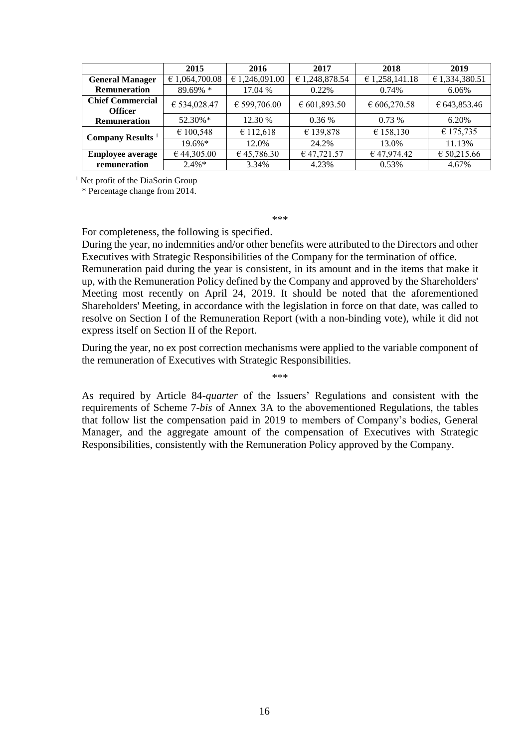| | 2015 | 2016 | 2017 | 2018 | 2019 |
|---|---|---|---|---|---|
| **General Manager Remuneration** | € 1,064,700.08 | € 1,246,091.00 | € 1,248,878.54 | € 1,258,141.18 | € 1,334,380.51 |
| | 89.69% * | 17.04 % | 0.22% | 0.74% | 6.06% |
| **Chief Commercial Officer Remuneration** | € 534,028.47 | € 599,706.00 | € 601,893.50 | € 606,270.58 | € 643,853.46 |
| | 52.30%* | 12.30 % | 0.36 % | 0.73 % | 6.20% |
| **Company Results** [1] | € 100,548 | € 112,618 | € 139,878 | € 158,130 | € 175,735 |
| | 19.6%* | 12.0% | 24.2% | 13.0% | 11.13% |
| **Employee average remuneration** | € 44,305.00 | € 45,786.30 | € 47,721.57 | € 47,974.42 | € 50,215.66 |
| | 2.4%* | 3.34% | 4.23% | 0.53% | 4.67% |

[1] Net profit of the DiaSorin Group

\* Percentage change from 2014.

\*\*\*

For completeness, the following is specified.

During the year, no indemnities and/or other benefits were attributed to the Directors and other Executives with Strategic Responsibilities of the Company for the termination of office.

Remuneration paid during the year is consistent, in its amount and in the items that make it up, with the Remuneration Policy defined by the Company and approved by the Shareholders' Meeting most recently on April 24, 2019. It should be noted that the aforementioned Shareholders' Meeting, in accordance with the legislation in force on that date, was called to resolve on Section I of the Remuneration Report (with a non-binding vote), while it did not express itself on Section II of the Report.

During the year, no ex post correction mechanisms were applied to the variable component of the remuneration of Executives with Strategic Responsibilities.

\*\*\*

As required by Article 84-*quarter* of the Issuers' Regulations and consistent with the requirements of Scheme 7-*bis* of Annex 3A to the abovementioned Regulations, the tables that follow list the compensation paid in 2019 to members of Company's bodies, General Manager, and the aggregate amount of the compensation of Executives with Strategic Responsibilities, consistently with the Remuneration Policy approved by the Company.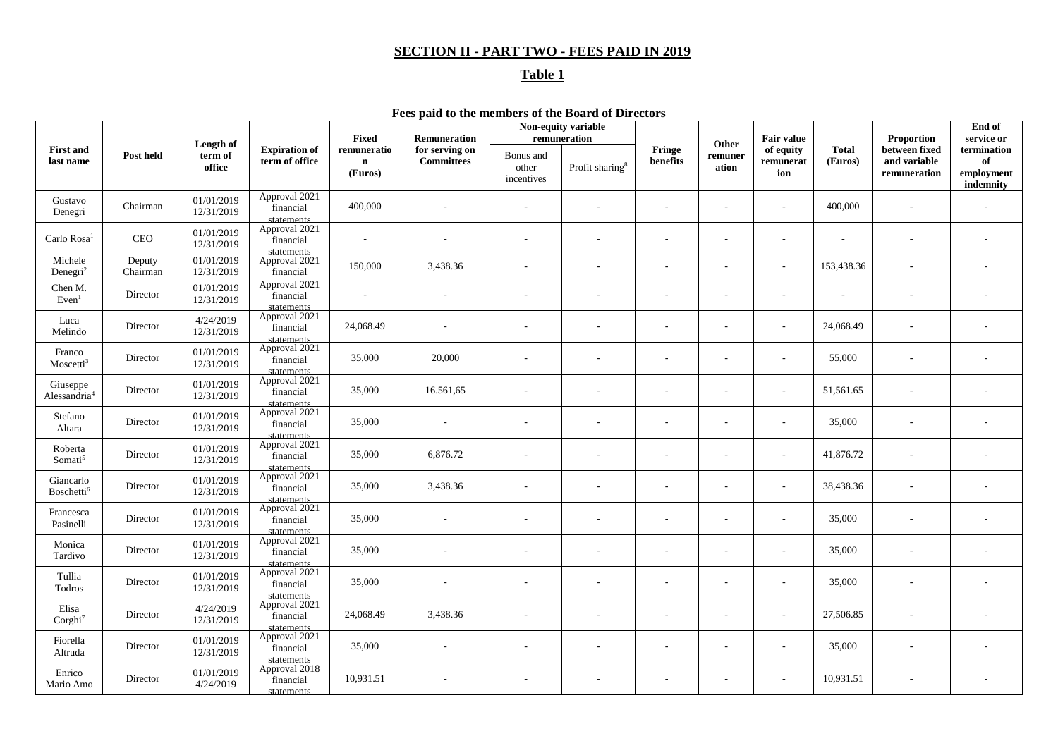## SECTION II - PART TWO - FEES PAID IN 2019

## Table 1

**Fees paid to the members of the Board of Directors**

| First and last name | Post held | Length of term of office | Expiration of term of office | Fixed remuneration (Euros) | Remuneration for serving on Committees | Non-equity variable remuneration | | Fringe benefits | Other remuneration | Fair value of equity remuneration | Total (Euros) | Proportion between fixed and variable remuneration | End of service or termination of employment indemnity |
|---|---|---|---|---|---|---|---|---|---|---|---|---|---|
| | | | | | | Bonus and other incentives | Profit sharing[8] | | | | | | |
| Gustavo Denegri | Chairman | 01/01/2019 12/31/2019 | Approval 2021 financial statements | 400,000 | - | - | - | - | - | - | 400,000 | - | - |
| Carlo Rosa[1] | CEO | 01/01/2019 12/31/2019 | Approval 2021 financial statements | - | - | - | - | - | - | - | - | - | - |
| Michele Denegri[2] | Deputy Chairman | 01/01/2019 12/31/2019 | Approval 2021 financial | 150,000 | 3,438.36 | - | - | - | - | - | 153,438.36 | - | - |
| Chen M. Even[1] | Director | 01/01/2019 12/31/2019 | Approval 2021 financial statements | - | - | - | - | - | - | - | - | - | - |
| Luca Melindo | Director | 4/24/2019 12/31/2019 | Approval 2021 financial statements | 24,068.49 | - | - | - | - | - | - | 24,068.49 | - | - |
| Franco Moscetti[3] | Director | 01/01/2019 12/31/2019 | Approval 2021 financial statements | 35,000 | 20,000 | - | - | - | - | - | 55,000 | - | - |
| Giuseppe Alessandria[4] | Director | 01/01/2019 12/31/2019 | Approval 2021 financial statements | 35,000 | 16.561,65 | - | - | - | - | - | 51,561.65 | - | - |
| Stefano Altara | Director | 01/01/2019 12/31/2019 | Approval 2021 financial statements | 35,000 | - | - | - | - | - | - | 35,000 | - | - |
| Roberta Somati[5] | Director | 01/01/2019 12/31/2019 | Approval 2021 financial statements | 35,000 | 6,876.72 | - | - | - | - | - | 41,876.72 | - | - |
| Giancarlo Boschetti[6] | Director | 01/01/2019 12/31/2019 | Approval 2021 financial statements | 35,000 | 3,438.36 | - | - | - | - | - | 38,438.36 | - | - |
| Francesca Pasinelli | Director | 01/01/2019 12/31/2019 | Approval 2021 financial statements | 35,000 | - | - | - | - | - | - | 35,000 | - | - |
| Monica Tardivo | Director | 01/01/2019 12/31/2019 | Approval 2021 financial statements | 35,000 | - | - | - | - | - | - | 35,000 | - | - |
| Tullia Todros | Director | 01/01/2019 12/31/2019 | Approval 2021 financial statements | 35,000 | - | - | - | - | - | - | 35,000 | - | - |
| Elisa Corghi[7] | Director | 4/24/2019 12/31/2019 | Approval 2021 financial statements | 24,068.49 | 3,438.36 | - | - | - | - | - | 27,506.85 | - | - |
| Fiorella Altruda | Director | 01/01/2019 12/31/2019 | Approval 2021 financial statements | 35,000 | - | - | - | - | - | - | 35,000 | - | - |
| Enrico Mario Amo | Director | 01/01/2019 4/24/2019 | Approval 2018 financial statements | 10,931.51 | - | - | - | - | - | - | 10,931.51 | - | - |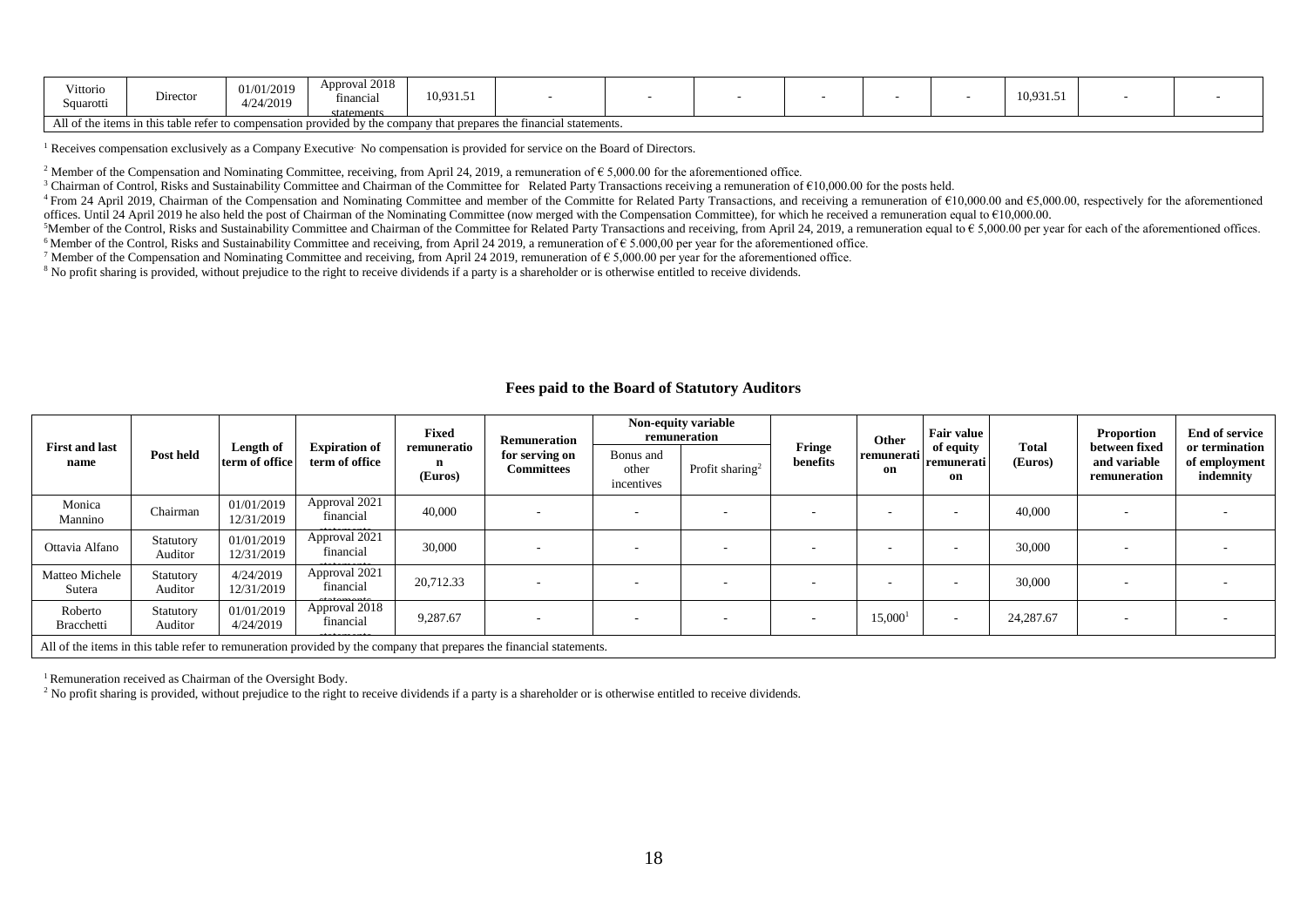| Vittorio Squarotti | Director | 01/01/2019 4/24/2019 | Approval 2018 financial statements | 10,931.51 | - | - | - | - | - | - | 10,931.51 | - | - |
|---|---|---|---|---|---|---|---|---|---|---|---|---|---|
| All of the items in this table refer to compensation provided by the company that prepares the financial statements. | | | | | | | | | | | | | |

[1] Receives compensation exclusively as a Company Executive. No compensation is provided for service on the Board of Directors.

[2] Member of the Compensation and Nominating Committee, receiving, from April 24, 2019, a remuneration of € 5,000.00 for the aforementioned office.

[3] Chairman of Control, Risks and Sustainability Committee and Chairman of the Committee for Related Party Transactions receiving a remuneration of €10,000.00 for the posts held.

[4] From 24 April 2019, Chairman of the Compensation and Nominating Committee and member of the Committe for Related Party Transactions, and receiving a remuneration of €10,000.00 and €5,000.00, respectively for the aforementioned offices. Until 24 April 2019 he also held the post of Chairman of the Nominating Committee (now merged with the Compensation Committee), for which he received a remuneration equal to €10,000.00.

[5] Member of the Control, Risks and Sustainability Committee and Chairman of the Committee for Related Party Transactions and receiving, from April 24, 2019, a remuneration equal to € 5,000.00 per year for each of the aforementioned offices.

[6] Member of the Control, Risks and Sustainability Committee and receiving, from April 24 2019, a remuneration of € 5.000,00 per year for the aforementioned office.

[7] Member of the Compensation and Nominating Committee and receiving, from April 24 2019, remuneration of € 5,000.00 per year for the aforementioned office.

[8] No profit sharing is provided, without prejudice to the right to receive dividends if a party is a shareholder or is otherwise entitled to receive dividends.

## Fees paid to the Board of Statutory Auditors

| First and last name | Post held | Length of term of office | Expiration of term of office | Fixed remuneration (Euros) | Remuneration for serving on Committees | Non-equity variable remuneration | | Fringe benefits | Other remuneration | Fair value of equity remuneration | Total (Euros) | Proportion between fixed and variable remuneration | End of service or termination of employment indemnity |
|---|---|---|---|---|---|---|---|---|---|---|---|---|---|
| | | | | | | Bonus and other incentives | Profit sharing[2] | | | | | | |
| Monica Mannino | Chairman | 01/01/2019 12/31/2019 | Approval 2021 financial statements | 40,000 | - | - | - | - | - | - | 40,000 | - | - |
| Ottavia Alfano | Statutory Auditor | 01/01/2019 12/31/2019 | Approval 2021 financial statements | 30,000 | - | - | - | - | - | - | 30,000 | - | - |
| Matteo Michele Sutera | Statutory Auditor | 4/24/2019 12/31/2019 | Approval 2021 financial statements | 20,712.33 | - | - | - | - | - | - | 30,000 | - | - |
| Roberto Bracchetti | Statutory Auditor | 01/01/2019 4/24/2019 | Approval 2018 financial statements | 9,287.67 | - | - | - | - | 15,000[1] | - | 24,287.67 | - | - |
| All of the items in this table refer to remuneration provided by the company that prepares the financial statements. | | | | | | | | | | | | | |

[1] Remuneration received as Chairman of the Oversight Body.

[2] No profit sharing is provided, without prejudice to the right to receive dividends if a party is a shareholder or is otherwise entitled to receive dividends.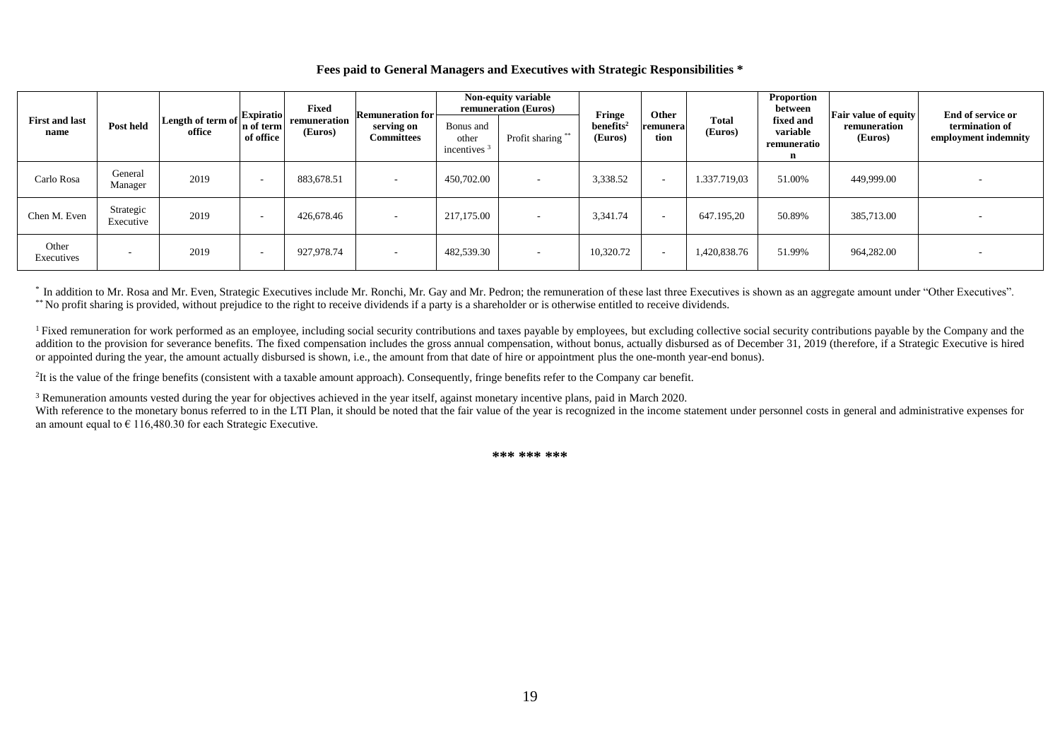**Fees paid to General Managers and Executives with Strategic Responsibilities ***

| First and last name | Post held | Length of term of office | Expiration of term of office | Fixed remuneration (Euros) | Remuneration for serving on Committees | Non-equity variable remuneration (Euros) | | Fringe benefits[2] (Euros) | Other remuneration | Total (Euros) | Proportion between fixed and variable remuneration | Fair value of equity remuneration (Euros) | End of service or termination of employment indemnity |
|---|---|---|---|---|---|---|---|---|---|---|---|---|---|
| | | | | | | Bonus and other incentives [3] | Profit sharing ** | | | | | | |
| Carlo Rosa | General Manager | 2019 | - | 883,678.51 | - | 450,702.00 | - | 3,338.52 | - | 1.337.719,03 | 51.00% | 449,999.00 | - |
| Chen M. Even | Strategic Executive | 2019 | - | 426,678.46 | - | 217,175.00 | - | 3,341.74 | - | 647.195,20 | 50.89% | 385,713.00 | - |
| Other Executives | - | 2019 | - | 927,978.74 | - | 482,539.30 | - | 10,320.72 | - | 1,420,838.76 | 51.99% | 964,282.00 | - |

* In addition to Mr. Rosa and Mr. Even, Strategic Executives include Mr. Ronchi, Mr. Gay and Mr. Pedron; the remuneration of these last three Executives is shown as an aggregate amount under "Other Executives".
** No profit sharing is provided, without prejudice to the right to receive dividends if a party is a shareholder or is otherwise entitled to receive dividends.

[1] Fixed remuneration for work performed as an employee, including social security contributions and taxes payable by employees, but excluding collective social security contributions payable by the Company and the addition to the provision for severance benefits. The fixed compensation includes the gross annual compensation, without bonus, actually disbursed as of December 31, 2019 (therefore, if a Strategic Executive is hired or appointed during the year, the amount actually disbursed is shown, i.e., the amount from that date of hire or appointment plus the one-month year-end bonus).

[2] It is the value of the fringe benefits (consistent with a taxable amount approach). Consequently, fringe benefits refer to the Company car benefit.

[3] Remuneration amounts vested during the year for objectives achieved in the year itself, against monetary incentive plans, paid in March 2020.
With reference to the monetary bonus referred to in the LTI Plan, it should be noted that the fair value of the year is recognized in the income statement under personnel costs in general and administrative expenses for an amount equal to € 116,480.30 for each Strategic Executive.

\*\*\* \*\*\* \*\*\*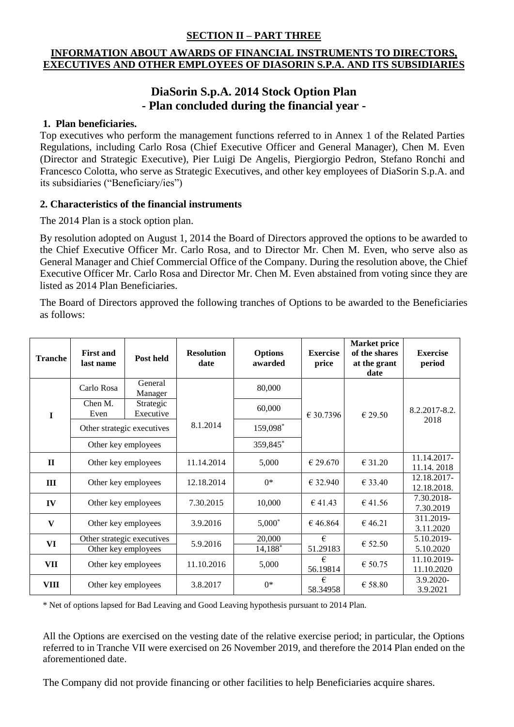**SECTION II – PART THREE**

**INFORMATION ABOUT AWARDS OF FINANCIAL INSTRUMENTS TO DIRECTORS, EXECUTIVES AND OTHER EMPLOYEES OF DIASORIN S.P.A. AND ITS SUBSIDIARIES**

# DiaSorin S.p.A. 2014 Stock Option Plan
# - Plan concluded during the financial year -

### 1. Plan beneficiaries.

Top executives who perform the management functions referred to in Annex 1 of the Related Parties Regulations, including Carlo Rosa (Chief Executive Officer and General Manager), Chen M. Even (Director and Strategic Executive), Pier Luigi De Angelis, Piergiorgio Pedron, Stefano Ronchi and Francesco Colotta, who serve as Strategic Executives, and other key employees of DiaSorin S.p.A. and its subsidiaries ("Beneficiary/ies")

### 2. Characteristics of the financial instruments

The 2014 Plan is a stock option plan.

By resolution adopted on August 1, 2014 the Board of Directors approved the options to be awarded to the Chief Executive Officer Mr. Carlo Rosa, and to Director Mr. Chen M. Even, who serve also as General Manager and Chief Commercial Office of the Company. During the resolution above, the Chief Executive Officer Mr. Carlo Rosa and Director Mr. Chen M. Even abstained from voting since they are listed as 2014 Plan Beneficiaries.

The Board of Directors approved the following tranches of Options to be awarded to the Beneficiaries as follows:

| Tranche | First and last name | Post held | Resolution date | Options awarded | Exercise price | Market price of the shares at the grant date | Exercise period |
|---|---|---|---|---|---|---|---|
| I | Carlo Rosa | General Manager | 8.1.2014 | 80,000 | € 30.7396 | € 29.50 | 8.2.2017-8.2.2018 |
| | Chen M. Even | Strategic Executive | | 60,000 | | | |
| | Other strategic executives | | | 159,098* | | | |
| | Other key employees | | | 359,845* | | | |
| II | Other key employees | | 11.14.2014 | 5,000 | € 29.670 | € 31.20 | 11.14.2017-11.14. 2018 |
| III | Other key employees | | 12.18.2014 | 0* | € 32.940 | € 33.40 | 12.18.2017-12.18.2018. |
| IV | Other key employees | | 7.30.2015 | 10,000 | € 41.43 | € 41.56 | 7.30.2018-7.30.2019 |
| V | Other key employees | | 3.9.2016 | 5,000* | € 46.864 | € 46.21 | 311.2019-3.11.2020 |
| VI | Other strategic executives | | 5.9.2016 | 20,000 | € 51.29183 | € 52.50 | 5.10.2019-5.10.2020 |
| | Other key employees | | | 14,188* | | | |
| VII | Other key employees | | 11.10.2016 | 5,000 | € 56.19814 | € 50.75 | 11.10.2019-11.10.2020 |
| VIII | Other key employees | | 3.8.2017 | 0* | € 58.34958 | € 58.80 | 3.9.2020-3.9.2021 |

\* Net of options lapsed for Bad Leaving and Good Leaving hypothesis pursuant to 2014 Plan.

All the Options are exercised on the vesting date of the relative exercise period; in particular, the Options referred to in Tranche VII were exercised on 26 November 2019, and therefore the 2014 Plan ended on the aforementioned date.

The Company did not provide financing or other facilities to help Beneficiaries acquire shares.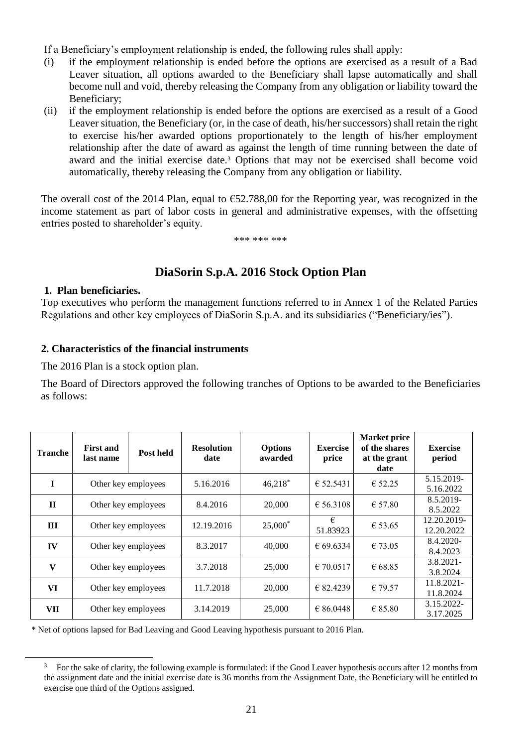If a Beneficiary's employment relationship is ended, the following rules shall apply:

(i) if the employment relationship is ended before the options are exercised as a result of a Bad Leaver situation, all options awarded to the Beneficiary shall lapse automatically and shall become null and void, thereby releasing the Company from any obligation or liability toward the Beneficiary;

(ii) if the employment relationship is ended before the options are exercised as a result of a Good Leaver situation, the Beneficiary (or, in the case of death, his/her successors) shall retain the right to exercise his/her awarded options proportionately to the length of his/her employment relationship after the date of award as against the length of time running between the date of award and the initial exercise date.[3] Options that may not be exercised shall become void automatically, thereby releasing the Company from any obligation or liability.

The overall cost of the 2014 Plan, equal to €52.788,00 for the Reporting year, was recognized in the income statement as part of labor costs in general and administrative expenses, with the offsetting entries posted to shareholder's equity.

\*\*\* \*\*\* \*\*\*

## DiaSorin S.p.A. 2016 Stock Option Plan

**1. Plan beneficiaries.**

Top executives who perform the management functions referred to in Annex 1 of the Related Parties Regulations and other key employees of DiaSorin S.p.A. and its subsidiaries ("Beneficiary/ies").

**2. Characteristics of the financial instruments**

The 2016 Plan is a stock option plan.

The Board of Directors approved the following tranches of Options to be awarded to the Beneficiaries as follows:

| Tranche | First and last name | Post held | Resolution date | Options awarded | Exercise price | Market price of the shares at the grant date | Exercise period |
|---|---|---|---|---|---|---|---|
| I | Other key employees | | 5.16.2016 | 46,218* | € 52.5431 | € 52.25 | 5.15.2019-5.16.2022 |
| II | Other key employees | | 8.4.2016 | 20,000 | € 56.3108 | € 57.80 | 8.5.2019-8.5.2022 |
| III | Other key employees | | 12.19.2016 | 25,000* | € 51.83923 | € 53.65 | 12.20.2019-12.20.2022 |
| IV | Other key employees | | 8.3.2017 | 40,000 | € 69.6334 | € 73.05 | 8.4.2020-8.4.2023 |
| V | Other key employees | | 3.7.2018 | 25,000 | € 70.0517 | € 68.85 | 3.8.2021-3.8.2024 |
| VI | Other key employees | | 11.7.2018 | 20,000 | € 82.4239 | € 79.57 | 11.8.2021-11.8.2024 |
| VII | Other key employees | | 3.14.2019 | 25,000 | € 86.0448 | € 85.80 | 3.15.2022-3.17.2025 |

\* Net of options lapsed for Bad Leaving and Good Leaving hypothesis pursuant to 2016 Plan.

[3] For the sake of clarity, the following example is formulated: if the Good Leaver hypothesis occurs after 12 months from the assignment date and the initial exercise date is 36 months from the Assignment Date, the Beneficiary will be entitled to exercise one third of the Options assigned.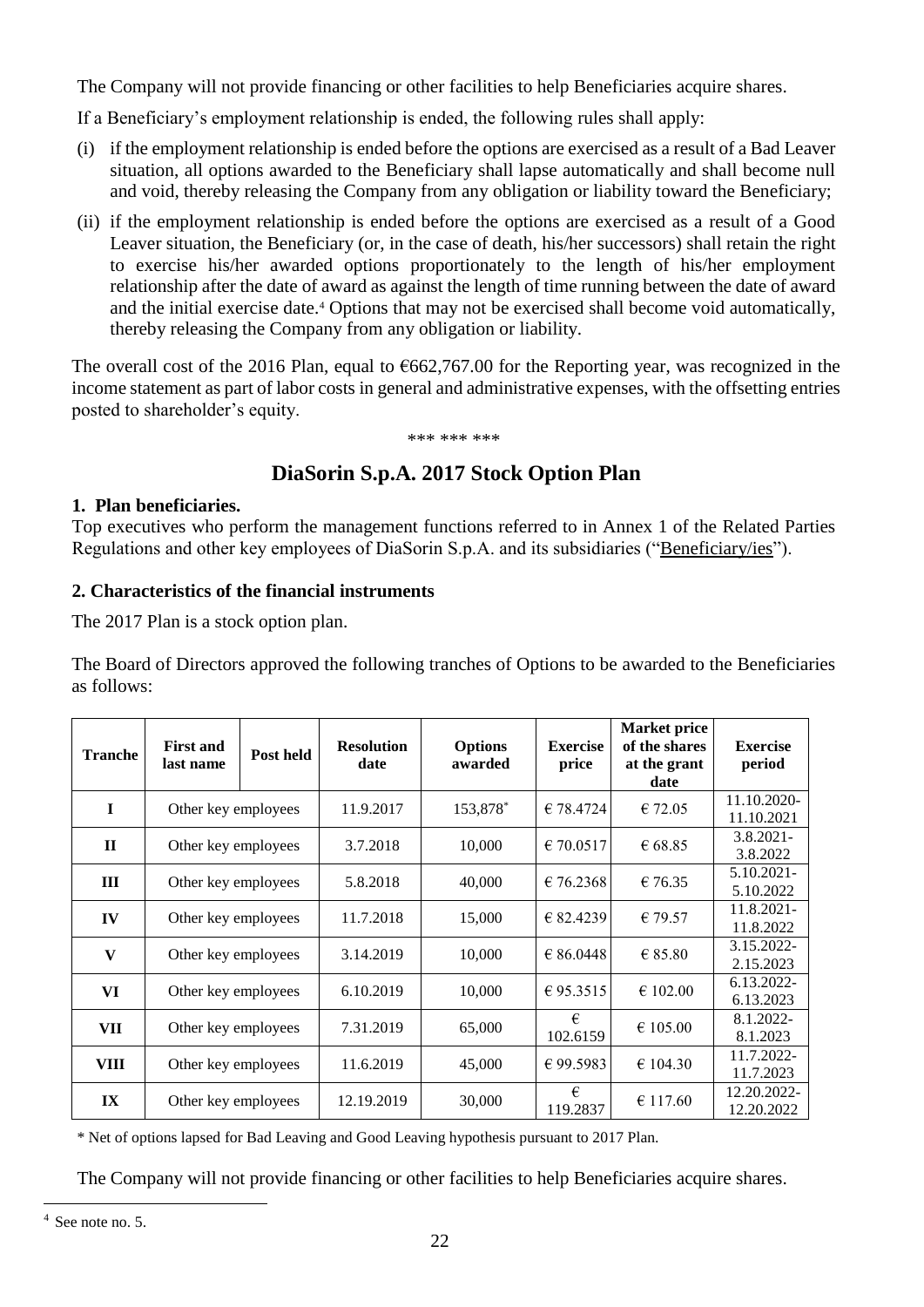The Company will not provide financing or other facilities to help Beneficiaries acquire shares.

If a Beneficiary's employment relationship is ended, the following rules shall apply:

(i) if the employment relationship is ended before the options are exercised as a result of a Bad Leaver situation, all options awarded to the Beneficiary shall lapse automatically and shall become null and void, thereby releasing the Company from any obligation or liability toward the Beneficiary;

(ii) if the employment relationship is ended before the options are exercised as a result of a Good Leaver situation, the Beneficiary (or, in the case of death, his/her successors) shall retain the right to exercise his/her awarded options proportionately to the length of his/her employment relationship after the date of award as against the length of time running between the date of award and the initial exercise date.[4] Options that may not be exercised shall become void automatically, thereby releasing the Company from any obligation or liability.

The overall cost of the 2016 Plan, equal to €662,767.00 for the Reporting year, was recognized in the income statement as part of labor costs in general and administrative expenses, with the offsetting entries posted to shareholder's equity.

\*\*\* \*\*\* \*\*\*

## DiaSorin S.p.A. 2017 Stock Option Plan

**1. Plan beneficiaries.**

Top executives who perform the management functions referred to in Annex 1 of the Related Parties Regulations and other key employees of DiaSorin S.p.A. and its subsidiaries ("Beneficiary/ies").

**2. Characteristics of the financial instruments**

The 2017 Plan is a stock option plan.

The Board of Directors approved the following tranches of Options to be awarded to the Beneficiaries as follows:

| Tranche | First and last name | Post held | Resolution date | Options awarded | Exercise price | Market price of the shares at the grant date | Exercise period |
|---|---|---|---|---|---|---|---|
| I | Other key employees | | 11.9.2017 | 153,878* | € 78.4724 | € 72.05 | 11.10.2020-11.10.2021 |
| II | Other key employees | | 3.7.2018 | 10,000 | € 70.0517 | € 68.85 | 3.8.2021-3.8.2022 |
| III | Other key employees | | 5.8.2018 | 40,000 | € 76.2368 | € 76.35 | 5.10.2021-5.10.2022 |
| IV | Other key employees | | 11.7.2018 | 15,000 | € 82.4239 | € 79.57 | 11.8.2021-11.8.2022 |
| V | Other key employees | | 3.14.2019 | 10,000 | € 86.0448 | € 85.80 | 3.15.2022-2.15.2023 |
| VI | Other key employees | | 6.10.2019 | 10,000 | € 95.3515 | € 102.00 | 6.13.2022-6.13.2023 |
| VII | Other key employees | | 7.31.2019 | 65,000 | € 102.6159 | € 105.00 | 8.1.2022-8.1.2023 |
| VIII | Other key employees | | 11.6.2019 | 45,000 | € 99.5983 | € 104.30 | 11.7.2022-11.7.2023 |
| IX | Other key employees | | 12.19.2019 | 30,000 | € 119.2837 | € 117.60 | 12.20.2022-12.20.2022 |

\* Net of options lapsed for Bad Leaving and Good Leaving hypothesis pursuant to 2017 Plan.

The Company will not provide financing or other facilities to help Beneficiaries acquire shares.

[4] See note no. 5.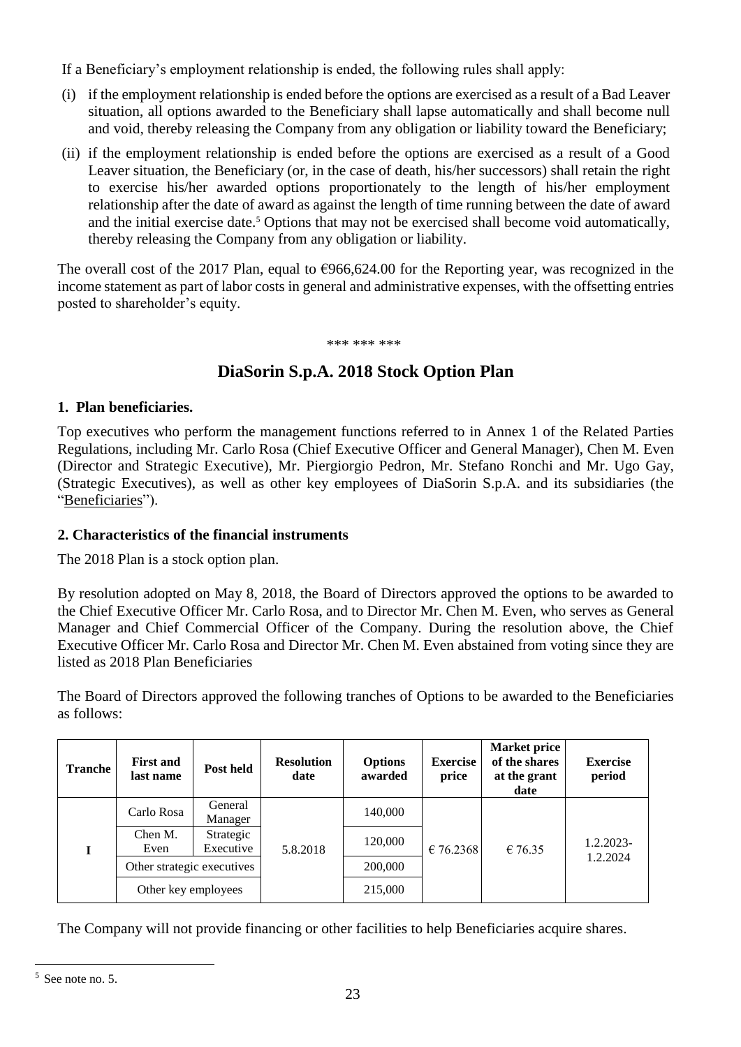If a Beneficiary's employment relationship is ended, the following rules shall apply:

(i) if the employment relationship is ended before the options are exercised as a result of a Bad Leaver situation, all options awarded to the Beneficiary shall lapse automatically and shall become null and void, thereby releasing the Company from any obligation or liability toward the Beneficiary;

(ii) if the employment relationship is ended before the options are exercised as a result of a Good Leaver situation, the Beneficiary (or, in the case of death, his/her successors) shall retain the right to exercise his/her awarded options proportionately to the length of his/her employment relationship after the date of award as against the length of time running between the date of award and the initial exercise date.[5] Options that may not be exercised shall become void automatically, thereby releasing the Company from any obligation or liability.

The overall cost of the 2017 Plan, equal to €966,624.00 for the Reporting year, was recognized in the income statement as part of labor costs in general and administrative expenses, with the offsetting entries posted to shareholder's equity.

\*\*\* \*\*\* \*\*\*

## DiaSorin S.p.A. 2018 Stock Option Plan

**1. Plan beneficiaries.**

Top executives who perform the management functions referred to in Annex 1 of the Related Parties Regulations, including Mr. Carlo Rosa (Chief Executive Officer and General Manager), Chen M. Even (Director and Strategic Executive), Mr. Piergiorgio Pedron, Mr. Stefano Ronchi and Mr. Ugo Gay, (Strategic Executives), as well as other key employees of DiaSorin S.p.A. and its subsidiaries (the "Beneficiaries").

**2. Characteristics of the financial instruments**

The 2018 Plan is a stock option plan.

By resolution adopted on May 8, 2018, the Board of Directors approved the options to be awarded to the Chief Executive Officer Mr. Carlo Rosa, and to Director Mr. Chen M. Even, who serves as General Manager and Chief Commercial Officer of the Company. During the resolution above, the Chief Executive Officer Mr. Carlo Rosa and Director Mr. Chen M. Even abstained from voting since they are listed as 2018 Plan Beneficiaries

The Board of Directors approved the following tranches of Options to be awarded to the Beneficiaries as follows:

| Tranche | First and last name | Post held | Resolution date | Options awarded | Exercise price | Market price of the shares at the grant date | Exercise period |
|---|---|---|---|---|---|---|---|
| I | Carlo Rosa | General Manager | 5.8.2018 | 140,000 | € 76.2368 | € 76.35 | 1.2.2023-1.2.2024 |
| | Chen M. Even | Strategic Executive | | 120,000 | | | |
| | Other strategic executives | | | 200,000 | | | |
| | Other key employees | | | 215,000 | | | |

The Company will not provide financing or other facilities to help Beneficiaries acquire shares.

[5] See note no. 5.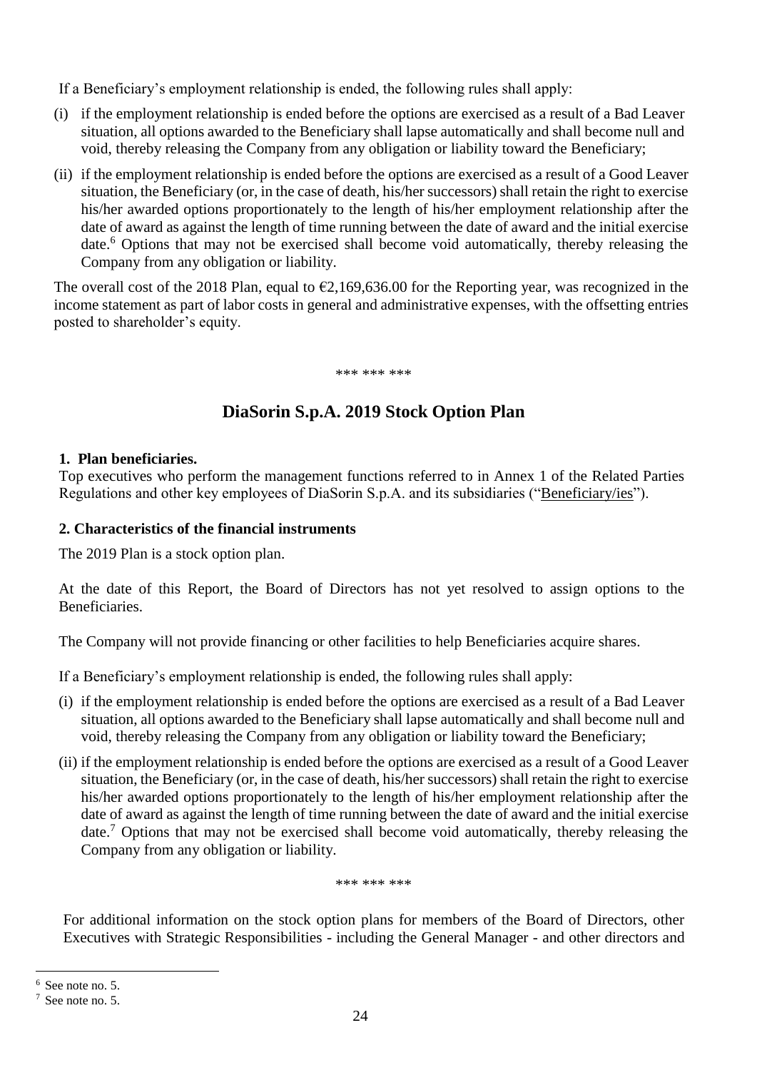If a Beneficiary's employment relationship is ended, the following rules shall apply:

(i) if the employment relationship is ended before the options are exercised as a result of a Bad Leaver situation, all options awarded to the Beneficiary shall lapse automatically and shall become null and void, thereby releasing the Company from any obligation or liability toward the Beneficiary;

(ii) if the employment relationship is ended before the options are exercised as a result of a Good Leaver situation, the Beneficiary (or, in the case of death, his/her successors) shall retain the right to exercise his/her awarded options proportionately to the length of his/her employment relationship after the date of award as against the length of time running between the date of award and the initial exercise date.[6] Options that may not be exercised shall become void automatically, thereby releasing the Company from any obligation or liability.

The overall cost of the 2018 Plan, equal to €2,169,636.00 for the Reporting year, was recognized in the income statement as part of labor costs in general and administrative expenses, with the offsetting entries posted to shareholder's equity.

\*\*\* \*\*\* \*\*\*

## DiaSorin S.p.A. 2019 Stock Option Plan

**1. Plan beneficiaries.**

Top executives who perform the management functions referred to in Annex 1 of the Related Parties Regulations and other key employees of DiaSorin S.p.A. and its subsidiaries ("Beneficiary/ies").

**2. Characteristics of the financial instruments**

The 2019 Plan is a stock option plan.

At the date of this Report, the Board of Directors has not yet resolved to assign options to the Beneficiaries.

The Company will not provide financing or other facilities to help Beneficiaries acquire shares.

If a Beneficiary's employment relationship is ended, the following rules shall apply:

(i) if the employment relationship is ended before the options are exercised as a result of a Bad Leaver situation, all options awarded to the Beneficiary shall lapse automatically and shall become null and void, thereby releasing the Company from any obligation or liability toward the Beneficiary;

(ii) if the employment relationship is ended before the options are exercised as a result of a Good Leaver situation, the Beneficiary (or, in the case of death, his/her successors) shall retain the right to exercise his/her awarded options proportionately to the length of his/her employment relationship after the date of award as against the length of time running between the date of award and the initial exercise date.[7] Options that may not be exercised shall become void automatically, thereby releasing the Company from any obligation or liability.

\*\*\* \*\*\* \*\*\*

For additional information on the stock option plans for members of the Board of Directors, other Executives with Strategic Responsibilities - including the General Manager - and other directors and

---

[6] See note no. 5.

[7] See note no. 5.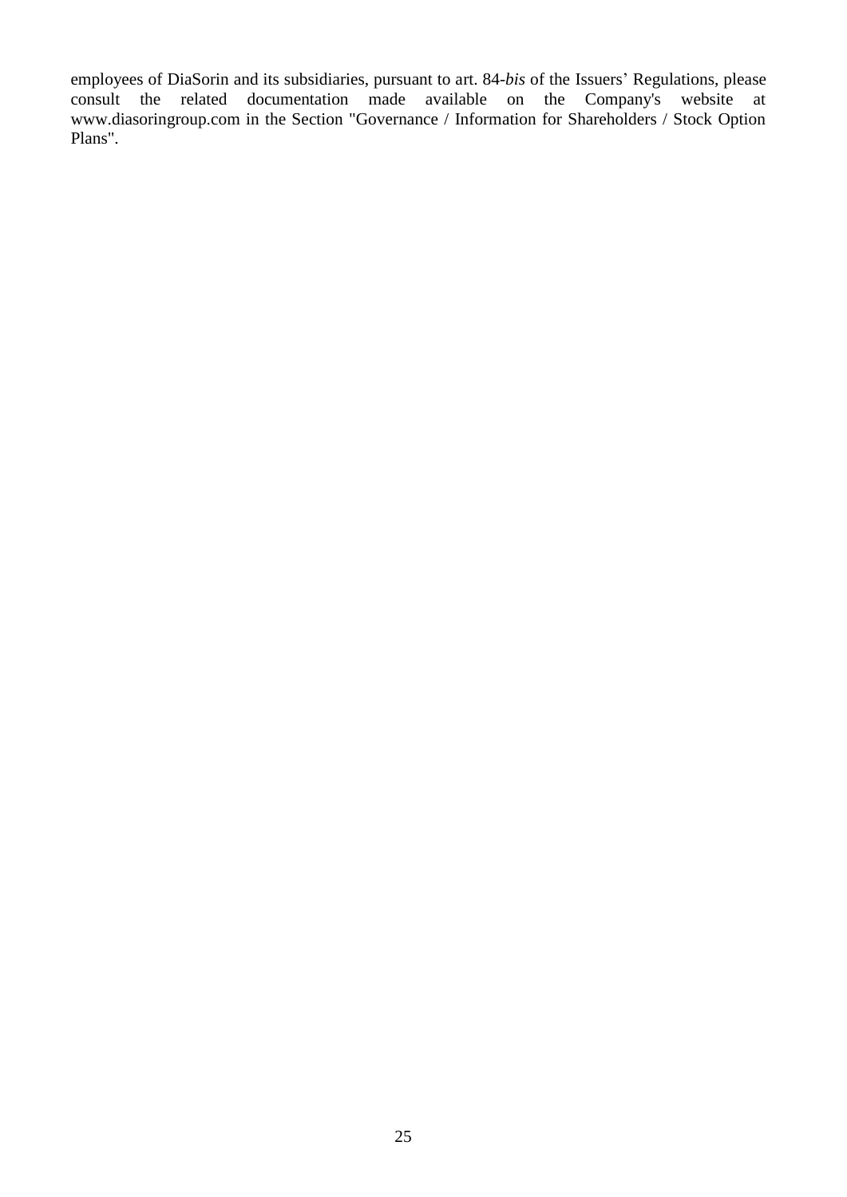employees of DiaSorin and its subsidiaries, pursuant to art. 84-*bis* of the Issuers' Regulations, please consult the related documentation made available on the Company's website at www.diasoringroup.com in the Section "Governance / Information for Shareholders / Stock Option Plans".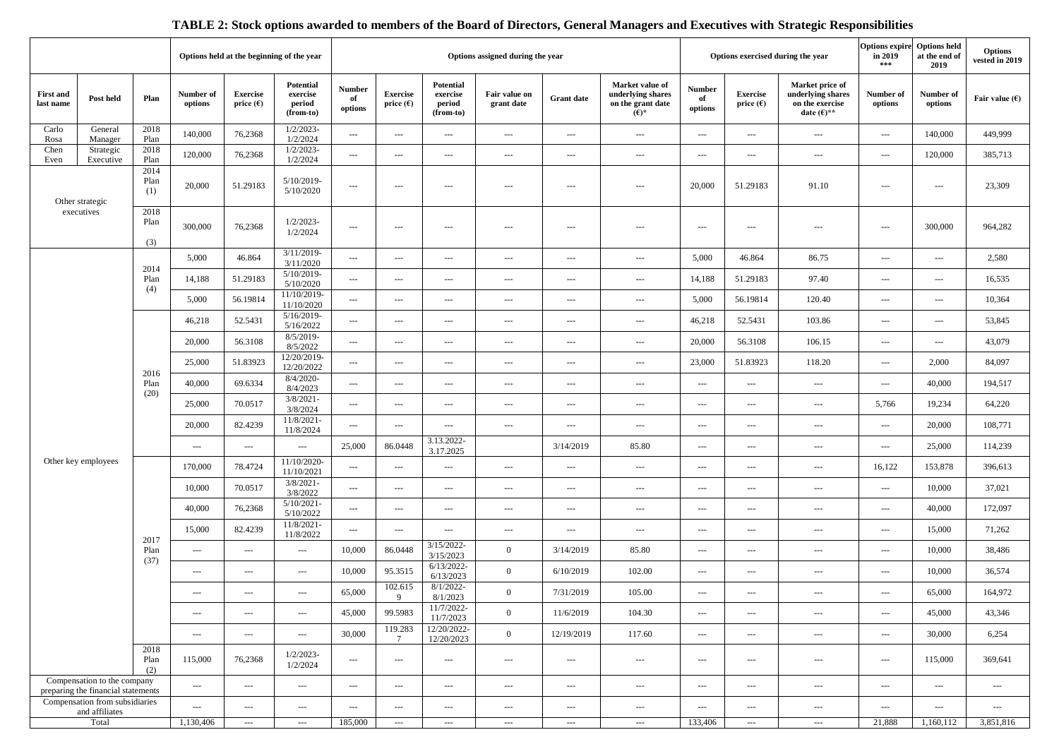# TABLE 2: Stock options awarded to members of the Board of Directors, General Managers and Executives with Strategic Responsibilities

| | | | Options held at the beginning of the year | | | Options assigned during the year | | | | | | Options exercised during the year | | | Options expire in 2019 *** | Options held at the end of 2019 | Options vested in 2019 |
|---|---|---|---|---|---|---|---|---|---|---|---|---|---|---|---|---|---|
| First and last name | Post held | Plan | Number of options | Exercise price (€) | Potential exercise period (from-to) | Number of options | Exercise price (€) | Potential exercise period (from-to) | Fair value on grant date | Grant date | Market value of underlying shares on the grant date (€)* | Number of options | Exercise price (€) | Market price of underlying shares on the exercise date (€)** | Number of options | Number of options | Fair value (€) |
| Carlo Rosa | General Manager | 2018 Plan | 140,000 | 76,2368 | 1/2/2023-1/2/2024 | --- | --- | --- | --- | --- | --- | --- | --- | --- | --- | 140,000 | 449,999 |
| Chen Even | Strategic Executive | 2018 Plan | 120,000 | 76,2368 | 1/2/2023-1/2/2024 | --- | --- | --- | --- | --- | --- | --- | --- | --- | --- | 120,000 | 385,713 |
| Other strategic executives | | 2014 Plan (1) | 20,000 | 51.29183 | 5/10/2019-5/10/2020 | --- | --- | --- | --- | --- | --- | 20,000 | 51.29183 | 91.10 | --- | --- | 23,309 |
| | | 2018 Plan (3) | 300,000 | 76,2368 | 1/2/2023-1/2/2024 | --- | --- | --- | --- | --- | --- | --- | --- | --- | --- | 300,000 | 964,282 |
| Other key employees | | 2014 Plan (4) | 5,000 | 46.864 | 3/11/2019-3/11/2020 | --- | --- | --- | --- | --- | --- | 5,000 | 46.864 | 86.75 | --- | --- | 2,580 |
| | | | 14,188 | 51.29183 | 5/10/2019-5/10/2020 | --- | --- | --- | --- | --- | --- | 14,188 | 51.29183 | 97.40 | --- | --- | 16,535 |
| | | | 5,000 | 56.19814 | 11/10/2019-11/10/2020 | --- | --- | --- | --- | --- | --- | 5,000 | 56.19814 | 120.40 | --- | --- | 10,364 |
| | | 2016 Plan (20) | 46,218 | 52.5431 | 5/16/2019-5/16/2022 | --- | --- | --- | --- | --- | --- | 46,218 | 52.5431 | 103.86 | --- | --- | 53,845 |
| | | | 20,000 | 56.3108 | 8/5/2019-8/5/2022 | --- | --- | --- | --- | --- | --- | 20,000 | 56.3108 | 106.15 | --- | --- | 43,079 |
| | | | 25,000 | 51.83923 | 12/20/2019-12/20/2022 | --- | --- | --- | --- | --- | --- | 23,000 | 51.83923 | 118.20 | --- | 2,000 | 84,097 |
| | | | 40,000 | 69.6334 | 8/4/2020-8/4/2023 | --- | --- | --- | --- | --- | --- | --- | --- | --- | --- | 40,000 | 194,517 |
| | | | 25,000 | 70.0517 | 3/8/2021-3/8/2024 | --- | --- | --- | --- | --- | --- | --- | --- | --- | 5,766 | 19,234 | 64,220 |
| | | | 20,000 | 82.4239 | 11/8/2021-11/8/2024 | --- | --- | --- | --- | --- | --- | --- | --- | --- | --- | 20,000 | 108,771 |
| | | | --- | --- | --- | 25,000 | 86.0448 | 3.13.2022-3.17.2025 | | 3/14/2019 | 85.80 | --- | --- | --- | --- | 25,000 | 114,239 |
| | | 2017 Plan (37) | 170,000 | 78.4724 | 11/10/2020-11/10/2021 | --- | --- | --- | --- | --- | --- | --- | --- | --- | 16,122 | 153,878 | 396,613 |
| | | | 10,000 | 70.0517 | 3/8/2021-3/8/2022 | --- | --- | --- | --- | --- | --- | --- | --- | --- | --- | 10,000 | 37,021 |
| | | | 40,000 | 76,2368 | 5/10/2021-5/10/2022 | --- | --- | --- | --- | --- | --- | --- | --- | --- | --- | 40,000 | 172,097 |
| | | | 15,000 | 82.4239 | 11/8/2021-11/8/2022 | --- | --- | --- | --- | --- | --- | --- | --- | --- | --- | 15,000 | 71,262 |
| | | | --- | --- | --- | 10,000 | 86.0448 | 3/15/2022-3/15/2023 | 0 | 3/14/2019 | 85.80 | --- | --- | --- | --- | 10,000 | 38,486 |
| | | | --- | --- | --- | 10,000 | 95.3515 | 6/13/2022-6/13/2023 | 0 | 6/10/2019 | 102.00 | --- | --- | --- | --- | 10,000 | 36,574 |
| | | | --- | --- | --- | 65,000 | 102.6159 | 8/1/2022-8/1/2023 | 0 | 7/31/2019 | 105.00 | --- | --- | --- | --- | 65,000 | 164,972 |
| | | | --- | --- | --- | 45,000 | 99.5983 | 11/7/2022-11/7/2023 | 0 | 11/6/2019 | 104.30 | --- | --- | --- | --- | 45,000 | 43,346 |
| | | | --- | --- | --- | 30,000 | 119.2837 | 12/20/2022-12/20/2023 | 0 | 12/19/2019 | 117.60 | --- | --- | --- | --- | 30,000 | 6,254 |
| | | 2018 Plan (2) | 115,000 | 76,2368 | 1/2/2023-1/2/2024 | --- | --- | --- | --- | --- | --- | --- | --- | --- | --- | 115,000 | 369,641 |
| Compensation to the company preparing the financial statements | | | --- | --- | --- | --- | --- | --- | --- | --- | --- | --- | --- | --- | --- | --- | --- |
| Compensation from subsidiaries and affiliates | | | --- | --- | --- | --- | --- | --- | --- | --- | --- | --- | --- | --- | --- | --- | --- |
| Total | | | 1,130,406 | --- | --- | 185,000 | --- | --- | --- | --- | --- | 133,406 | --- | --- | 21,888 | 1,160,112 | 3,851,816 |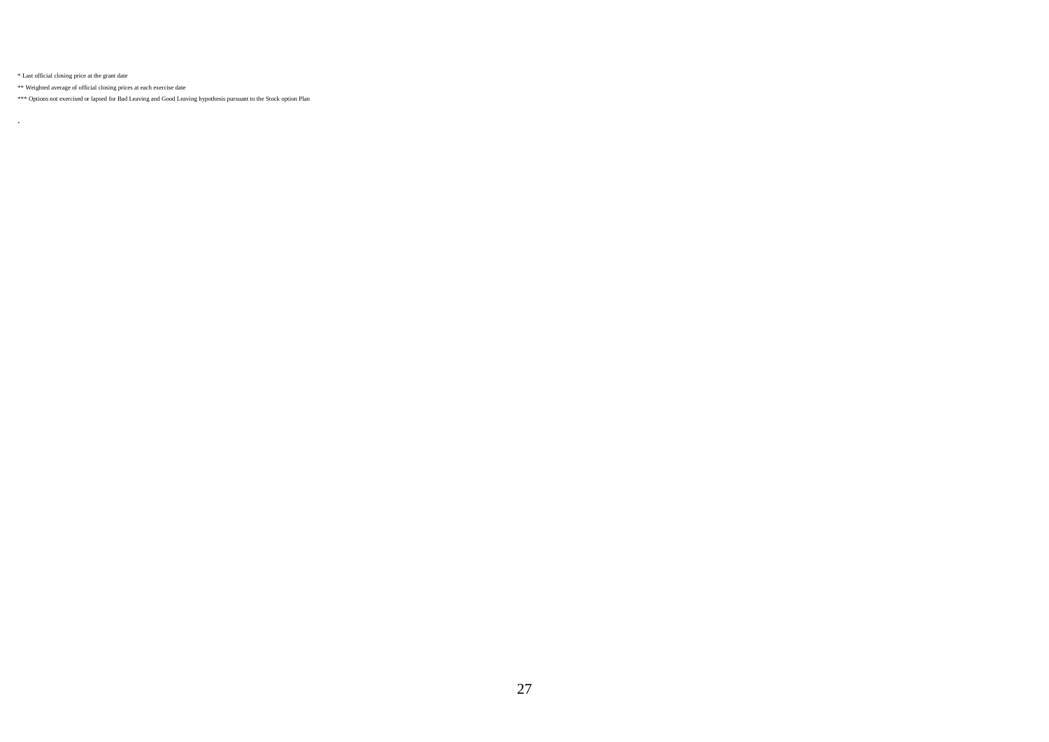* Last official closing price at the grant date

** Weighted average of official closing prices at each exercise date

*** Options not exercised or lapsed for Bad Leaving and Good Leaving hypothesis pursuant to the Stock option Plan

.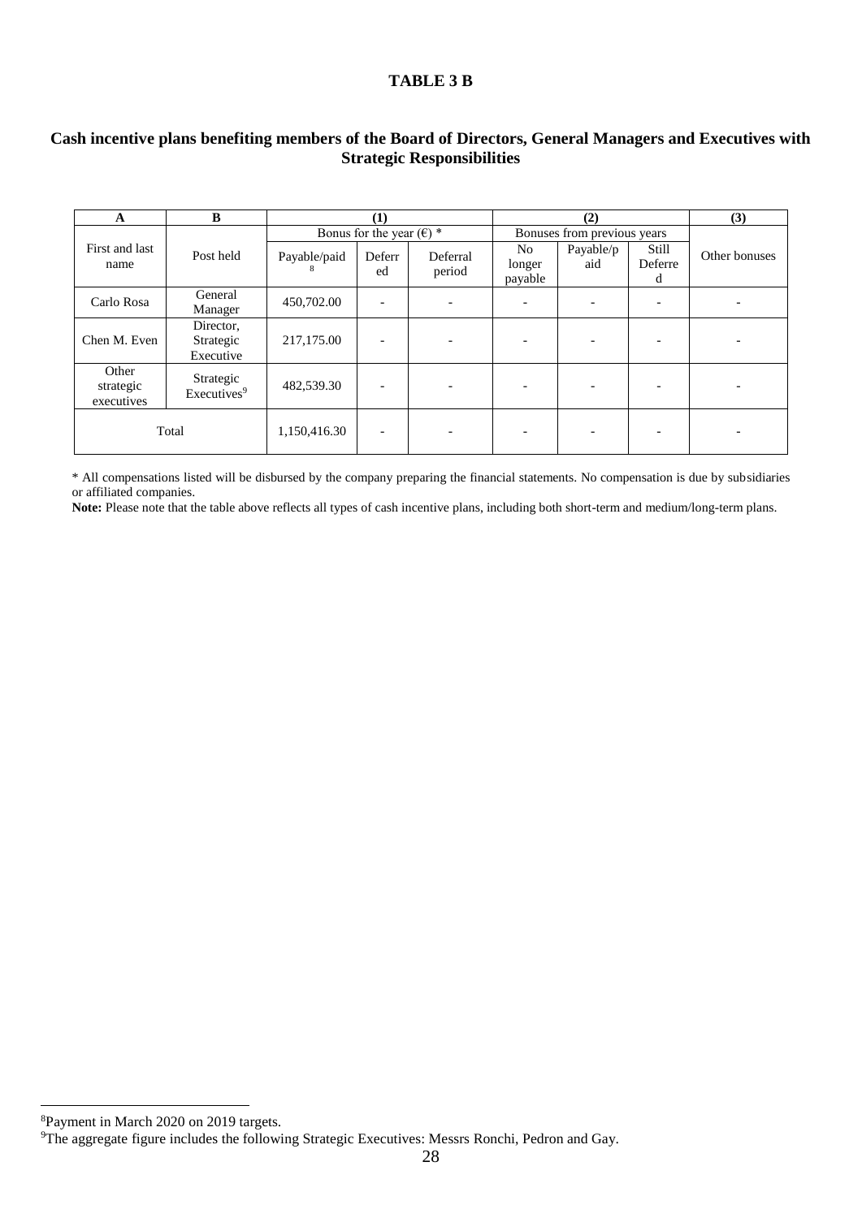**TABLE 3 B**

**Cash incentive plans benefiting members of the Board of Directors, General Managers and Executives with Strategic Responsibilities**

| A | B | (1) | | | (2) | | | (3) |
|---|---|---|---|---|---|---|---|---|
| | | Bonus for the year (€) * | | | Bonuses from previous years | | | |
| First and last name | Post held | Payable/paid [8] | Deferred | Deferral period | No longer payable | Payable/paid | Still Deferred | Other bonuses |
| Carlo Rosa | General Manager | 450,702.00 | - | - | - | - | - | - |
| Chen M. Even | Director, Strategic Executive | 217,175.00 | - | - | - | - | - | - |
| Other strategic executives | Strategic Executives[9] | 482,539.30 | - | - | - | - | - | - |
| Total | | 1,150,416.30 | - | - | - | - | - | - |

* All compensations listed will be disbursed by the company preparing the financial statements. No compensation is due by subsidiaries or affiliated companies.

**Note:** Please note that the table above reflects all types of cash incentive plans, including both short-term and medium/long-term plans.

[8] Payment in March 2020 on 2019 targets.

[9] The aggregate figure includes the following Strategic Executives: Messrs Ronchi, Pedron and Gay.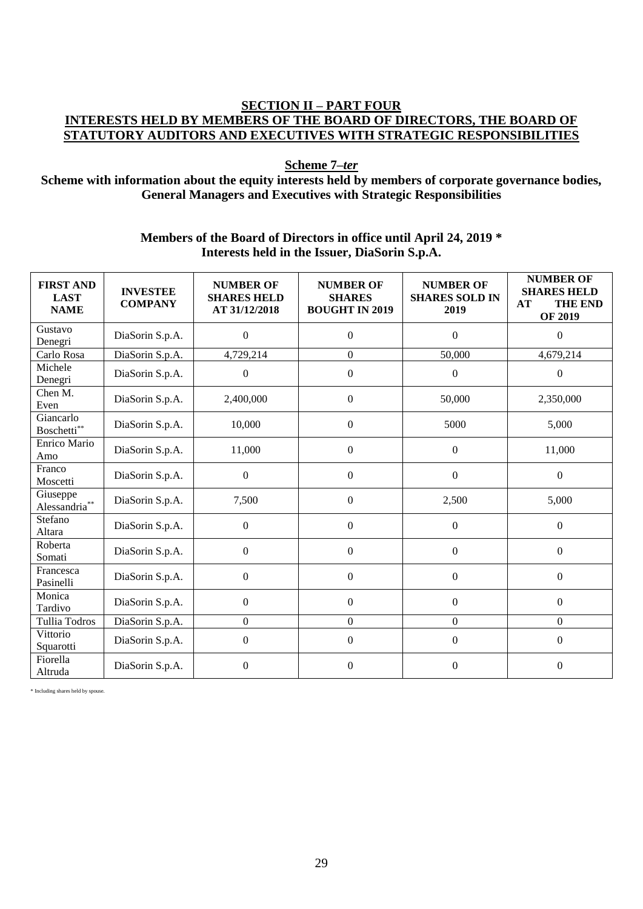## SECTION II – PART FOUR
## INTERESTS HELD BY MEMBERS OF THE BOARD OF DIRECTORS, THE BOARD OF STATUTORY AUDITORS AND EXECUTIVES WITH STRATEGIC RESPONSIBILITIES

**Scheme 7–*ter***

**Scheme with information about the equity interests held by members of corporate governance bodies, General Managers and Executives with Strategic Responsibilities**

**Members of the Board of Directors in office until April 24, 2019 \***
**Interests held in the Issuer, DiaSorin S.p.A.**

| FIRST AND LAST NAME | INVESTEE COMPANY | NUMBER OF SHARES HELD AT 31/12/2018 | NUMBER OF SHARES BOUGHT IN 2019 | NUMBER OF SHARES SOLD IN 2019 | NUMBER OF SHARES HELD AT THE END OF 2019 |
|---|---|---|---|---|---|
| Gustavo Denegri | DiaSorin S.p.A. | 0 | 0 | 0 | 0 |
| Carlo Rosa | DiaSorin S.p.A. | 4,729,214 | 0 | 50,000 | 4,679,214 |
| Michele Denegri | DiaSorin S.p.A. | 0 | 0 | 0 | 0 |
| Chen M. Even | DiaSorin S.p.A. | 2,400,000 | 0 | 50,000 | 2,350,000 |
| Giancarlo Boschetti** | DiaSorin S.p.A. | 10,000 | 0 | 5000 | 5,000 |
| Enrico Mario Amo | DiaSorin S.p.A. | 11,000 | 0 | 0 | 11,000 |
| Franco Moscetti | DiaSorin S.p.A. | 0 | 0 | 0 | 0 |
| Giuseppe Alessandria** | DiaSorin S.p.A. | 7,500 | 0 | 2,500 | 5,000 |
| Stefano Altara | DiaSorin S.p.A. | 0 | 0 | 0 | 0 |
| Roberta Somati | DiaSorin S.p.A. | 0 | 0 | 0 | 0 |
| Francesca Pasinelli | DiaSorin S.p.A. | 0 | 0 | 0 | 0 |
| Monica Tardivo | DiaSorin S.p.A. | 0 | 0 | 0 | 0 |
| Tullia Todros | DiaSorin S.p.A. | 0 | 0 | 0 | 0 |
| Vittorio Squarotti | DiaSorin S.p.A. | 0 | 0 | 0 | 0 |
| Fiorella Altruda | DiaSorin S.p.A. | 0 | 0 | 0 | 0 |

\* Including shares held by spouse.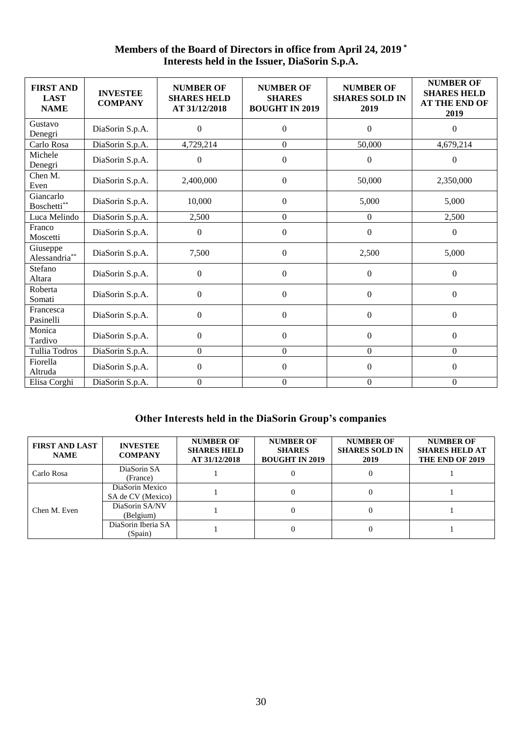## Members of the Board of Directors in office from April 24, 2019 *
## Interests held in the Issuer, DiaSorin S.p.A.

| FIRST AND LAST NAME | INVESTEE COMPANY | NUMBER OF SHARES HELD AT 31/12/2018 | NUMBER OF SHARES BOUGHT IN 2019 | NUMBER OF SHARES SOLD IN 2019 | NUMBER OF SHARES HELD AT THE END OF 2019 |
|---|---|---|---|---|---|
| Gustavo Denegri | DiaSorin S.p.A. | 0 | 0 | 0 | 0 |
| Carlo Rosa | DiaSorin S.p.A. | 4,729,214 | 0 | 50,000 | 4,679,214 |
| Michele Denegri | DiaSorin S.p.A. | 0 | 0 | 0 | 0 |
| Chen M. Even | DiaSorin S.p.A. | 2,400,000 | 0 | 50,000 | 2,350,000 |
| Giancarlo Boschetti** | DiaSorin S.p.A. | 10,000 | 0 | 5,000 | 5,000 |
| Luca Melindo | DiaSorin S.p.A. | 2,500 | 0 | 0 | 2,500 |
| Franco Moscetti | DiaSorin S.p.A. | 0 | 0 | 0 | 0 |
| Giuseppe Alessandria** | DiaSorin S.p.A. | 7,500 | 0 | 2,500 | 5,000 |
| Stefano Altara | DiaSorin S.p.A. | 0 | 0 | 0 | 0 |
| Roberta Somati | DiaSorin S.p.A. | 0 | 0 | 0 | 0 |
| Francesca Pasinelli | DiaSorin S.p.A. | 0 | 0 | 0 | 0 |
| Monica Tardivo | DiaSorin S.p.A. | 0 | 0 | 0 | 0 |
| Tullia Todros | DiaSorin S.p.A. | 0 | 0 | 0 | 0 |
| Fiorella Altruda | DiaSorin S.p.A. | 0 | 0 | 0 | 0 |
| Elisa Corghi | DiaSorin S.p.A. | 0 | 0 | 0 | 0 |

## Other Interests held in the DiaSorin Group's companies

| FIRST AND LAST NAME | INVESTEE COMPANY | NUMBER OF SHARES HELD AT 31/12/2018 | NUMBER OF SHARES BOUGHT IN 2019 | NUMBER OF SHARES SOLD IN 2019 | NUMBER OF SHARES HELD AT THE END OF 2019 |
|---|---|---|---|---|---|
| Carlo Rosa | DiaSorin SA (France) | 1 | 0 | 0 | 1 |
| Chen M. Even | DiaSorin Mexico SA de CV (Mexico) | 1 | 0 | 0 | 1 |
| | DiaSorin SA/NV (Belgium) | 1 | 0 | 0 | 1 |
| | DiaSorin Iberia SA (Spain) | 1 | 0 | 0 | 1 |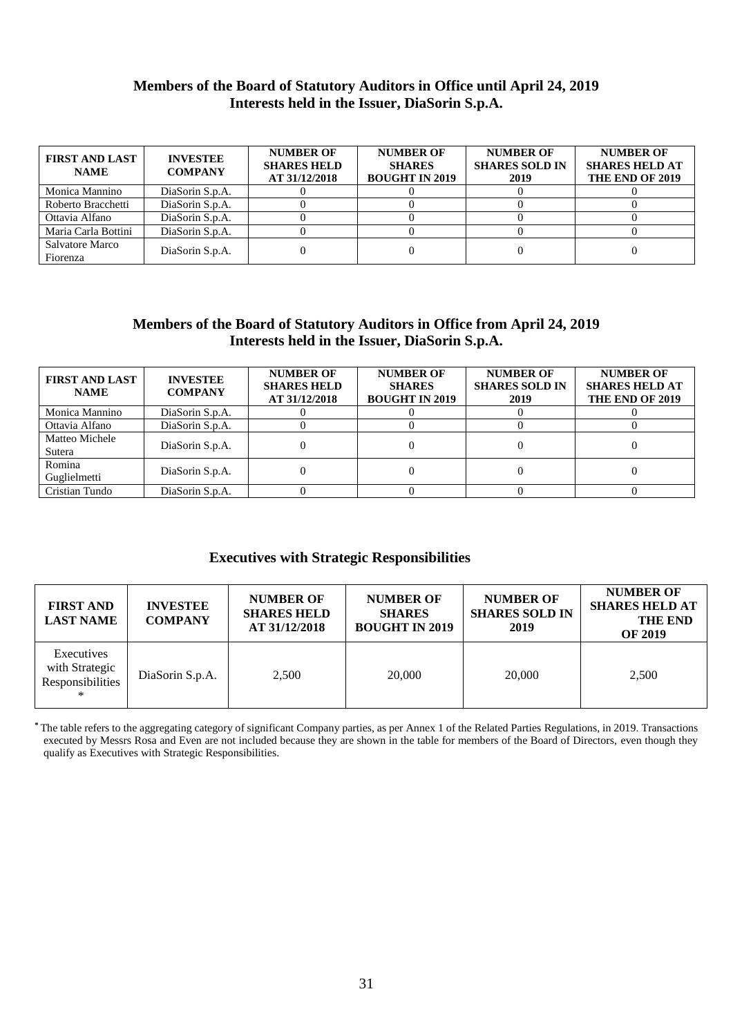## Members of the Board of Statutory Auditors in Office until April 24, 2019
## Interests held in the Issuer, DiaSorin S.p.A.

| FIRST AND LAST NAME | INVESTEE COMPANY | NUMBER OF SHARES HELD AT 31/12/2018 | NUMBER OF SHARES BOUGHT IN 2019 | NUMBER OF SHARES SOLD IN 2019 | NUMBER OF SHARES HELD AT THE END OF 2019 |
|---|---|---|---|---|---|
| Monica Mannino | DiaSorin S.p.A. | 0 | 0 | 0 | 0 |
| Roberto Bracchetti | DiaSorin S.p.A. | 0 | 0 | 0 | 0 |
| Ottavia Alfano | DiaSorin S.p.A. | 0 | 0 | 0 | 0 |
| Maria Carla Bottini | DiaSorin S.p.A. | 0 | 0 | 0 | 0 |
| Salvatore Marco Fiorenza | DiaSorin S.p.A. | 0 | 0 | 0 | 0 |

## Members of the Board of Statutory Auditors in Office from April 24, 2019
## Interests held in the Issuer, DiaSorin S.p.A.

| FIRST AND LAST NAME | INVESTEE COMPANY | NUMBER OF SHARES HELD AT 31/12/2018 | NUMBER OF SHARES BOUGHT IN 2019 | NUMBER OF SHARES SOLD IN 2019 | NUMBER OF SHARES HELD AT THE END OF 2019 |
|---|---|---|---|---|---|
| Monica Mannino | DiaSorin S.p.A. | 0 | 0 | 0 | 0 |
| Ottavia Alfano | DiaSorin S.p.A. | 0 | 0 | 0 | 0 |
| Matteo Michele Sutera | DiaSorin S.p.A. | 0 | 0 | 0 | 0 |
| Romina Guglielmetti | DiaSorin S.p.A. | 0 | 0 | 0 | 0 |
| Cristian Tundo | DiaSorin S.p.A. | 0 | 0 | 0 | 0 |

## Executives with Strategic Responsibilities

| FIRST AND LAST NAME | INVESTEE COMPANY | NUMBER OF SHARES HELD AT 31/12/2018 | NUMBER OF SHARES BOUGHT IN 2019 | NUMBER OF SHARES SOLD IN 2019 | NUMBER OF SHARES HELD AT THE END OF 2019 |
|---|---|---|---|---|---|
| Executives with Strategic Responsibilities * | DiaSorin S.p.A. | 2,500 | 20,000 | 20,000 | 2,500 |

* The table refers to the aggregating category of significant Company parties, as per Annex 1 of the Related Parties Regulations, in 2019. Transactions executed by Messrs Rosa and Even are not included because they are shown in the table for members of the Board of Directors, even though they qualify as Executives with Strategic Responsibilities.